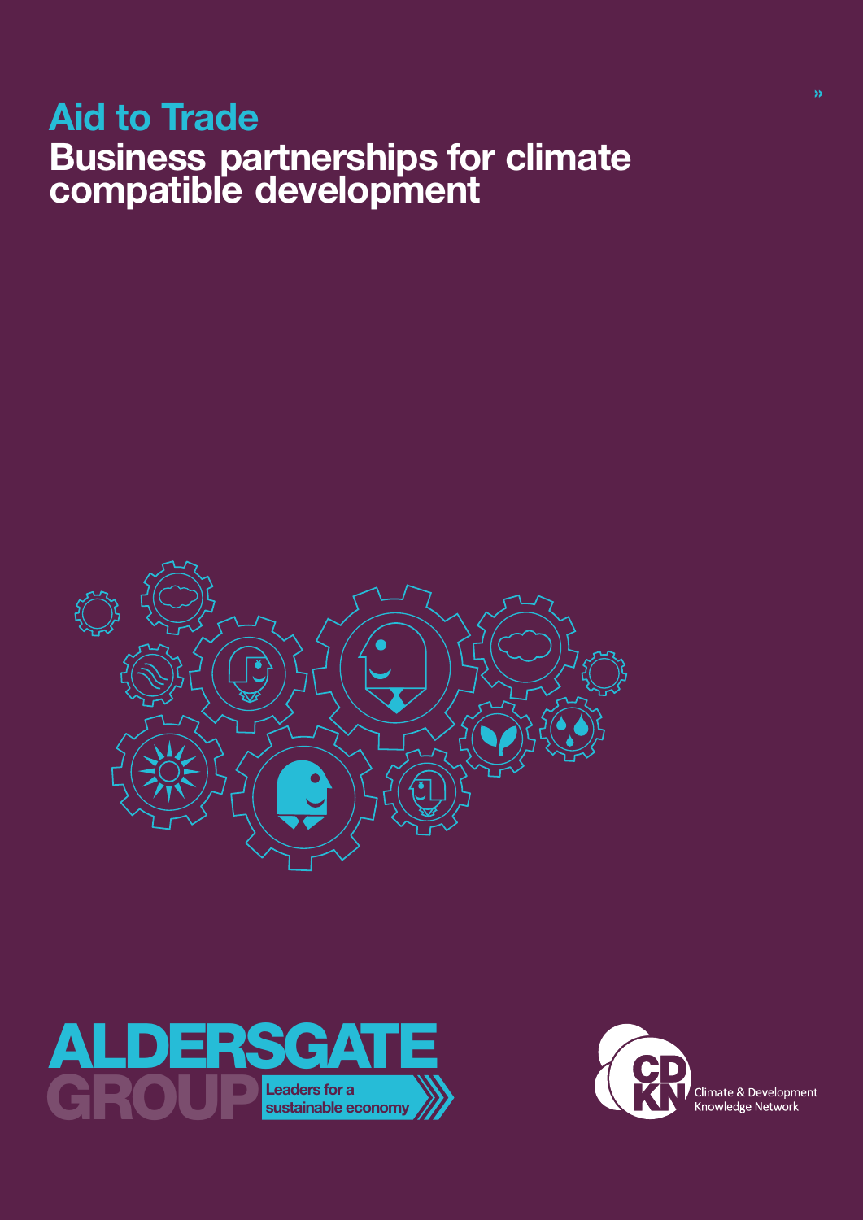# Aid to Trade

## Business partnerships for climate compatible development

ALDERSGATE GROUP

Leaders for a sustainable economy

CDKN

Climate & Development Knowledge Network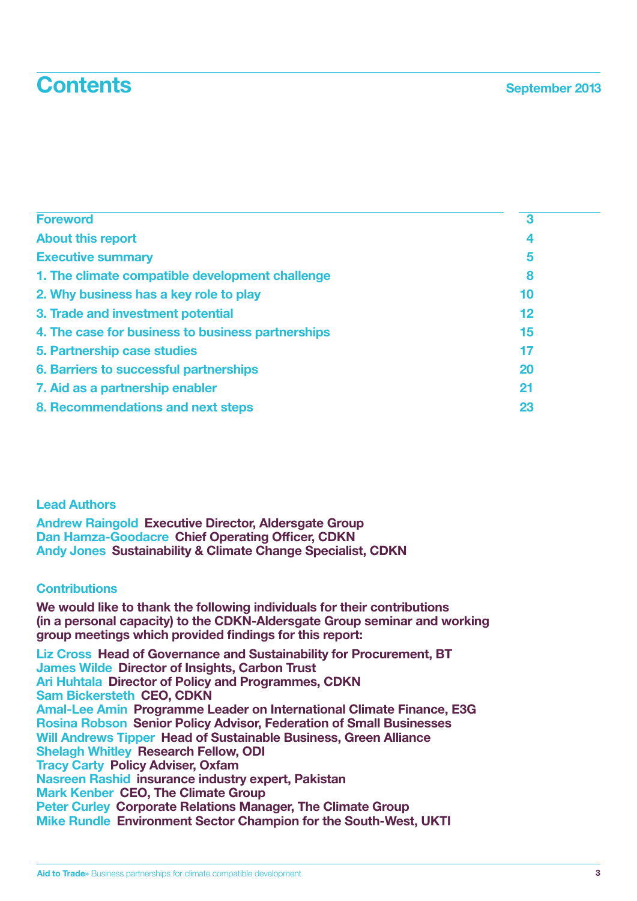# Contents

September 2013

| | |
|---|---|
| Foreword | 3 |
| About this report | 4 |
| Executive summary | 5 |
| 1. The climate compatible development challenge | 8 |
| 2. Why business has a key role to play | 10 |
| 3. Trade and investment potential | 12 |
| 4. The case for business to business partnerships | 15 |
| 5. Partnership case studies | 17 |
| 6. Barriers to successful partnerships | 20 |
| 7. Aid as a partnership enabler | 21 |
| 8. Recommendations and next steps | 23 |

### Lead Authors

**Andrew Raingold** Executive Director, Aldersgate Group
**Dan Hamza-Goodacre** Chief Operating Officer, CDKN
**Andy Jones** Sustainability & Climate Change Specialist, CDKN

### Contributions

We would like to thank the following individuals for their contributions (in a personal capacity) to the CDKN-Aldersgate Group seminar and working group meetings which provided findings for this report:

**Liz Cross** Head of Governance and Sustainability for Procurement, BT
**James Wilde** Director of Insights, Carbon Trust
**Ari Huhtala** Director of Policy and Programmes, CDKN
**Sam Bickersteth** CEO, CDKN
**Amal-Lee Amin** Programme Leader on International Climate Finance, E3G
**Rosina Robson** Senior Policy Advisor, Federation of Small Businesses
**Will Andrews Tipper** Head of Sustainable Business, Green Alliance
**Shelagh Whitley** Research Fellow, ODI
**Tracy Carty** Policy Adviser, Oxfam
**Nasreen Rashid** insurance industry expert, Pakistan
**Mark Kenber** CEO, The Climate Group
**Peter Curley** Corporate Relations Manager, The Climate Group
**Mike Rundle** Environment Sector Champion for the South-West, UKTI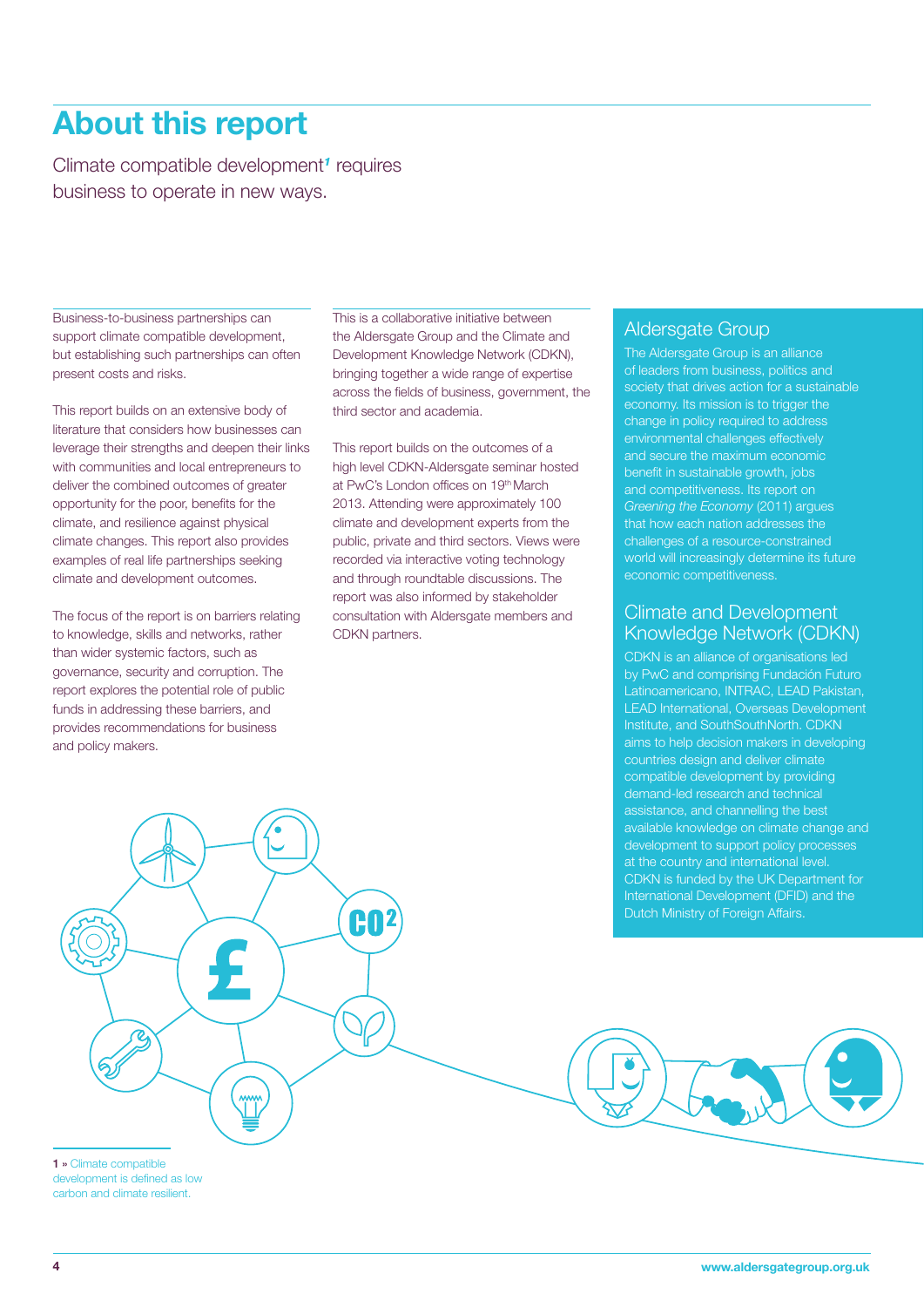# About this report

Climate compatible development[1] requires business to operate in new ways.

Business-to-business partnerships can support climate compatible development, but establishing such partnerships can often present costs and risks.

This report builds on an extensive body of literature that considers how businesses can leverage their strengths and deepen their links with communities and local entrepreneurs to deliver the combined outcomes of greater opportunity for the poor, benefits for the climate, and resilience against physical climate changes. This report also provides examples of real life partnerships seeking climate and development outcomes.

The focus of the report is on barriers relating to knowledge, skills and networks, rather than wider systemic factors, such as governance, security and corruption. The report explores the potential role of public funds in addressing these barriers, and provides recommendations for business and policy makers.

This is a collaborative initiative between the Aldersgate Group and the Climate and Development Knowledge Network (CDKN), bringing together a wide range of expertise across the fields of business, government, the third sector and academia.

This report builds on the outcomes of a high level CDKN-Aldersgate seminar hosted at PwC's London offices on 19th March 2013. Attending were approximately 100 climate and development experts from the public, private and third sectors. Views were recorded via interactive voting technology and through roundtable discussions. The report was also informed by stakeholder consultation with Aldersgate members and CDKN partners.

## Aldersgate Group

The Aldersgate Group is an alliance of leaders from business, politics and society that drives action for a sustainable economy. Its mission is to trigger the change in policy required to address environmental challenges effectively and secure the maximum economic benefit in sustainable growth, jobs and competitiveness. Its report on *Greening the Economy* (2011) argues that how each nation addresses the challenges of a resource-constrained world will increasingly determine its future economic competitiveness.

## Climate and Development Knowledge Network (CDKN)

CDKN is an alliance of organisations led by PwC and comprising Fundación Futuro Latinoamericano, INTRAC, LEAD Pakistan, LEAD International, Overseas Development Institute, and SouthSouthNorth. CDKN aims to help decision makers in developing countries design and deliver climate compatible development by providing demand-led research and technical assistance, and channelling the best available knowledge on climate change and development to support policy processes at the country and international level. CDKN is funded by the UK Department for International Development (DFID) and the Dutch Ministry of Foreign Affairs.

1 » Climate compatible development is defined as low carbon and climate resilient.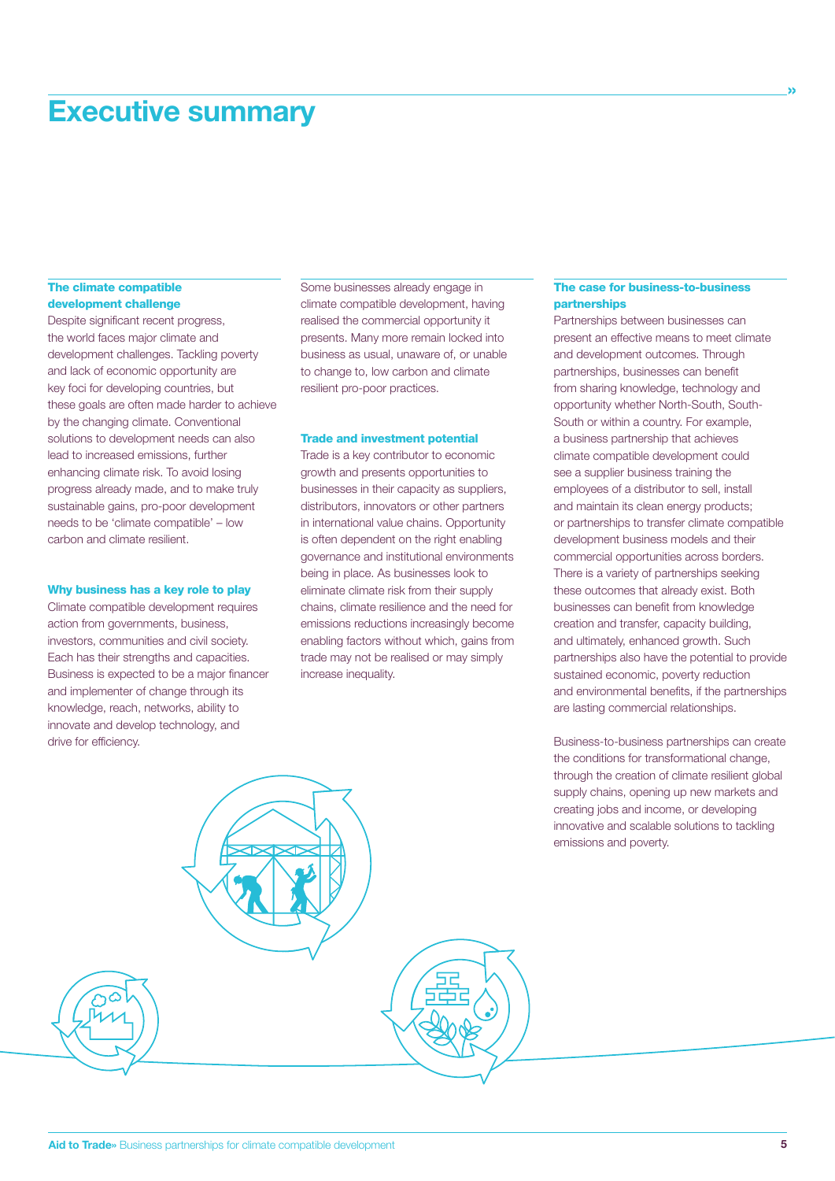# Executive summary

### The climate compatible development challenge

Despite significant recent progress, the world faces major climate and development challenges. Tackling poverty and lack of economic opportunity are key foci for developing countries, but these goals are often made harder to achieve by the changing climate. Conventional solutions to development needs can also lead to increased emissions, further enhancing climate risk. To avoid losing progress already made, and to make truly sustainable gains, pro-poor development needs to be 'climate compatible' – low carbon and climate resilient.

### Why business has a key role to play

Climate compatible development requires action from governments, business, investors, communities and civil society. Each has their strengths and capacities. Business is expected to be a major financer and implementer of change through its knowledge, reach, networks, ability to innovate and develop technology, and drive for efficiency.

Some businesses already engage in climate compatible development, having realised the commercial opportunity it presents. Many more remain locked into business as usual, unaware of, or unable to change to, low carbon and climate resilient pro-poor practices.

### Trade and investment potential

Trade is a key contributor to economic growth and presents opportunities to businesses in their capacity as suppliers, distributors, innovators or other partners in international value chains. Opportunity is often dependent on the right enabling governance and institutional environments being in place. As businesses look to eliminate climate risk from their supply chains, climate resilience and the need for emissions reductions increasingly become enabling factors without which, gains from trade may not be realised or may simply increase inequality.

### The case for business-to-business partnerships

Partnerships between businesses can present an effective means to meet climate and development outcomes. Through partnerships, businesses can benefit from sharing knowledge, technology and opportunity whether North-South, South-South or within a country. For example, a business partnership that achieves climate compatible development could see a supplier business training the employees of a distributor to sell, install and maintain its clean energy products; or partnerships to transfer climate compatible development business models and their commercial opportunities across borders. There is a variety of partnerships seeking these outcomes that already exist. Both businesses can benefit from knowledge creation and transfer, capacity building, and ultimately, enhanced growth. Such partnerships also have the potential to provide sustained economic, poverty reduction and environmental benefits, if the partnerships are lasting commercial relationships.

Business-to-business partnerships can create the conditions for transformational change, through the creation of climate resilient global supply chains, opening up new markets and creating jobs and income, or developing innovative and scalable solutions to tackling emissions and poverty.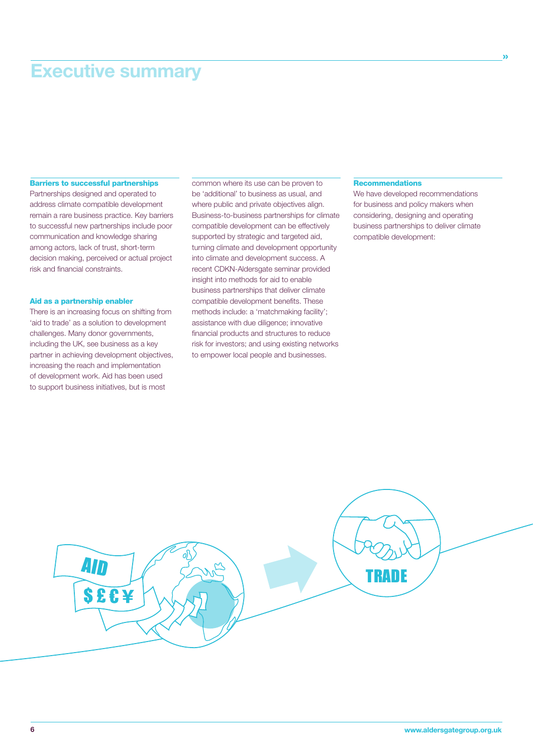# Executive summary

### Barriers to successful partnerships

Partnerships designed and operated to address climate compatible development remain a rare business practice. Key barriers to successful new partnerships include poor communication and knowledge sharing among actors, lack of trust, short-term decision making, perceived or actual project risk and financial constraints.

### Aid as a partnership enabler

There is an increasing focus on shifting from 'aid to trade' as a solution to development challenges. Many donor governments, including the UK, see business as a key partner in achieving development objectives, increasing the reach and implementation of development work. Aid has been used to support business initiatives, but is most common where its use can be proven to be 'additional' to business as usual, and where public and private objectives align. Business-to-business partnerships for climate compatible development can be effectively supported by strategic and targeted aid, turning climate and development opportunity into climate and development success. A recent CDKN-Aldersgate seminar provided insight into methods for aid to enable business partnerships that deliver climate compatible development benefits. These methods include: a 'matchmaking facility'; assistance with due diligence; innovative financial products and structures to reduce risk for investors; and using existing networks to empower local people and businesses.

### Recommendations

We have developed recommendations for business and policy makers when considering, designing and operating business partnerships to deliver climate compatible development: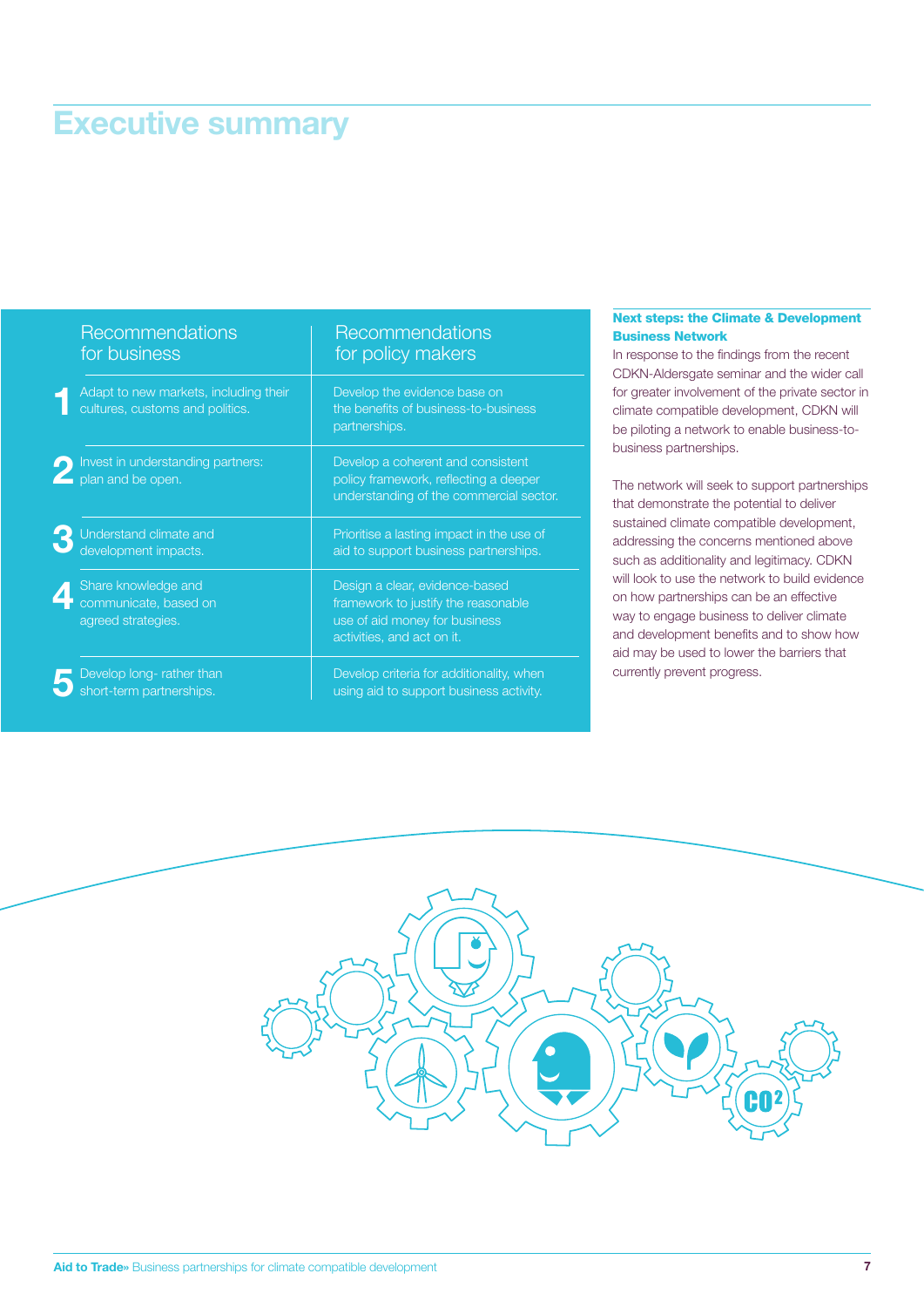# Executive summary

| | Recommendations for business | Recommendations for policy makers |
|---|---|---|
| 1 | Adapt to new markets, including their cultures, customs and politics. | Develop the evidence base on the benefits of business-to-business partnerships. |
| 2 | Invest in understanding partners: plan and be open. | Develop a coherent and consistent policy framework, reflecting a deeper understanding of the commercial sector. |
| 3 | Understand climate and development impacts. | Prioritise a lasting impact in the use of aid to support business partnerships. |
| 4 | Share knowledge and communicate, based on agreed strategies. | Design a clear, evidence-based framework to justify the reasonable use of aid money for business activities, and act on it. |
| 5 | Develop long- rather than short-term partnerships. | Develop criteria for additionality, when using aid to support business activity. |

**Next steps: the Climate & Development Business Network**

In response to the findings from the recent CDKN-Aldersgate seminar and the wider call for greater involvement of the private sector in climate compatible development, CDKN will be piloting a network to enable business-to-business partnerships.

The network will seek to support partnerships that demonstrate the potential to deliver sustained climate compatible development, addressing the concerns mentioned above such as additionality and legitimacy. CDKN will look to use the network to build evidence on how partnerships can be an effective way to engage business to deliver climate and development benefits and to show how aid may be used to lower the barriers that currently prevent progress.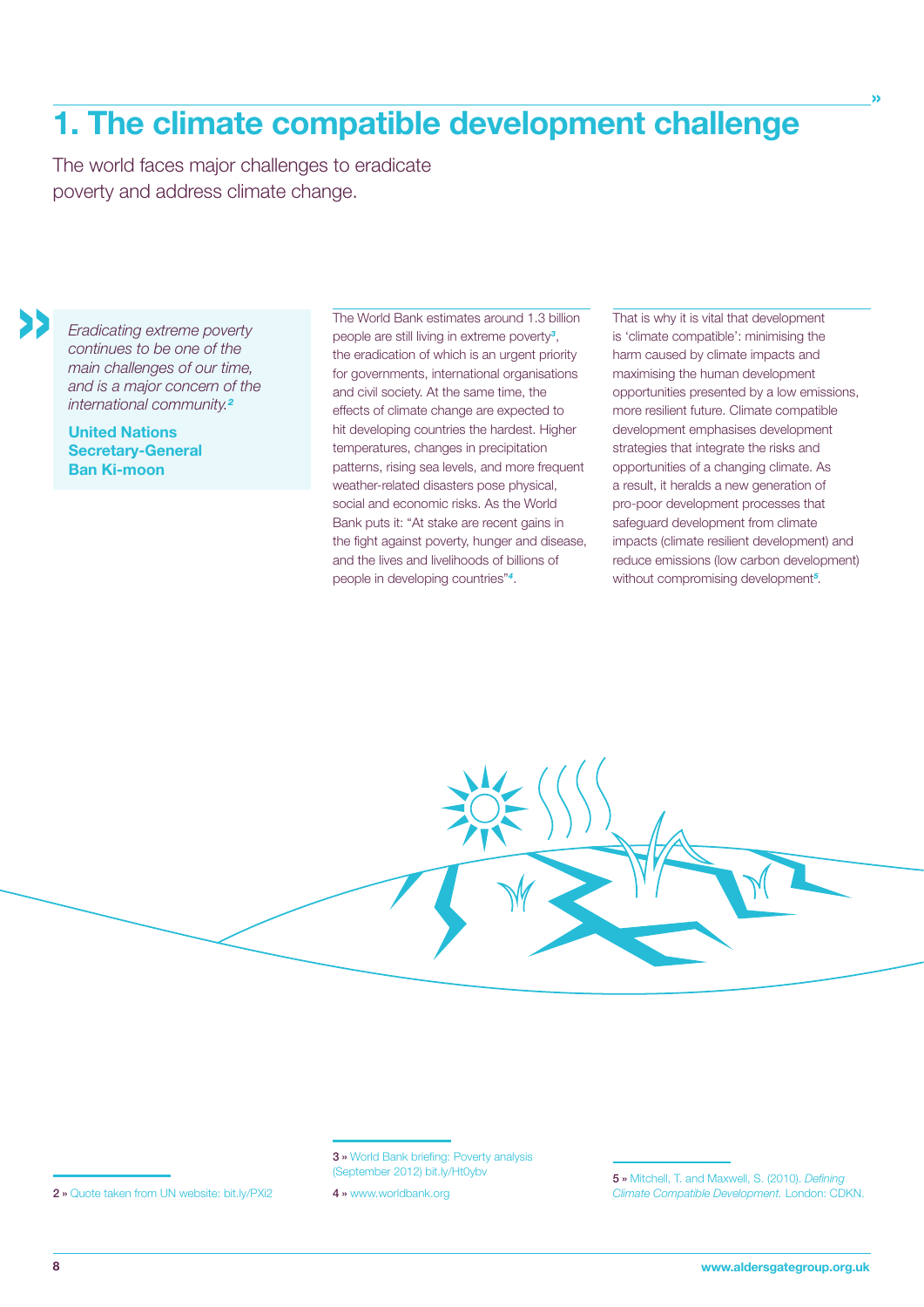# 1. The climate compatible development challenge

The world faces major challenges to eradicate poverty and address climate change.

> *Eradicating extreme poverty continues to be one of the main challenges of our time, and is a major concern of the international community.*[2]
>
> **United Nations Secretary-General Ban Ki-moon**

The World Bank estimates around 1.3 billion people are still living in extreme poverty[3], the eradication of which is an urgent priority for governments, international organisations and civil society. At the same time, the effects of climate change are expected to hit developing countries the hardest. Higher temperatures, changes in precipitation patterns, rising sea levels, and more frequent weather-related disasters pose physical, social and economic risks. As the World Bank puts it: "At stake are recent gains in the fight against poverty, hunger and disease, and the lives and livelihoods of billions of people in developing countries"[4].

That is why it is vital that development is 'climate compatible': minimising the harm caused by climate impacts and maximising the human development opportunities presented by a low emissions, more resilient future. Climate compatible development emphasises development strategies that integrate the risks and opportunities of a changing climate. As a result, it heralds a new generation of pro-poor development processes that safeguard development from climate impacts (climate resilient development) and reduce emissions (low carbon development) without compromising development[5].

---

2 » Quote taken from UN website: bit.ly/PXi2

3 » World Bank briefing: Poverty analysis (September 2012) bit.ly/Ht0ybv

4 » www.worldbank.org

5 » Mitchell, T. and Maxwell, S. (2010). *Defining Climate Compatible Development.* London: CDKN.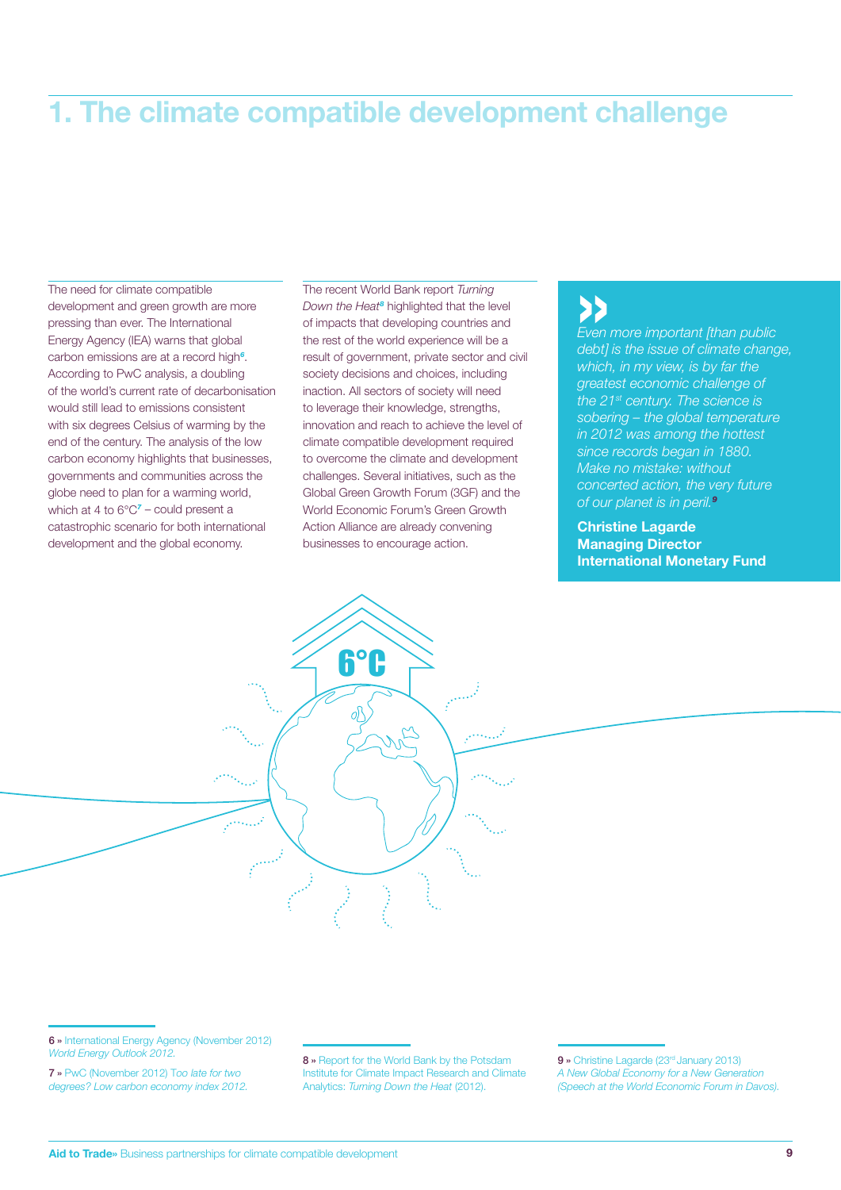# 1. The climate compatible development challenge

The need for climate compatible development and green growth are more pressing than ever. The International Energy Agency (IEA) warns that global carbon emissions are at a record high[6]. According to PwC analysis, a doubling of the world's current rate of decarbonisation would still lead to emissions consistent with six degrees Celsius of warming by the end of the century. The analysis of the low carbon economy highlights that businesses, governments and communities across the globe need to plan for a warming world, which at 4 to 6°C[7] – could present a catastrophic scenario for both international development and the global economy.

The recent World Bank report *Turning Down the Heat*[8] highlighted that the level of impacts that developing countries and the rest of the world experience will be a result of government, private sector and civil society decisions and choices, including inaction. All sectors of society will need to leverage their knowledge, strengths, innovation and reach to achieve the level of climate compatible development required to overcome the climate and development challenges. Several initiatives, such as the Global Green Growth Forum (3GF) and the World Economic Forum's Green Growth Action Alliance are already convening businesses to encourage action.

> *Even more important [than public debt] is the issue of climate change, which, in my view, is by far the greatest economic challenge of the 21st century. The science is sobering – the global temperature in 2012 was among the hottest since records began in 1880. Make no mistake: without concerted action, the very future of our planet is in peril.*[9]
>
> **Christine Lagarde**
> **Managing Director**
> **International Monetary Fund**

6 » International Energy Agency (November 2012) *World Energy Outlook 2012.*

7 » PwC (November 2012) *Too late for two degrees? Low carbon economy index 2012.*

8 » Report for the World Bank by the Potsdam Institute for Climate Impact Research and Climate Analytics: *Turning Down the Heat* (2012).

9 » Christine Lagarde (23rd January 2013) *A New Global Economy for a New Generation (Speech at the World Economic Forum in Davos).*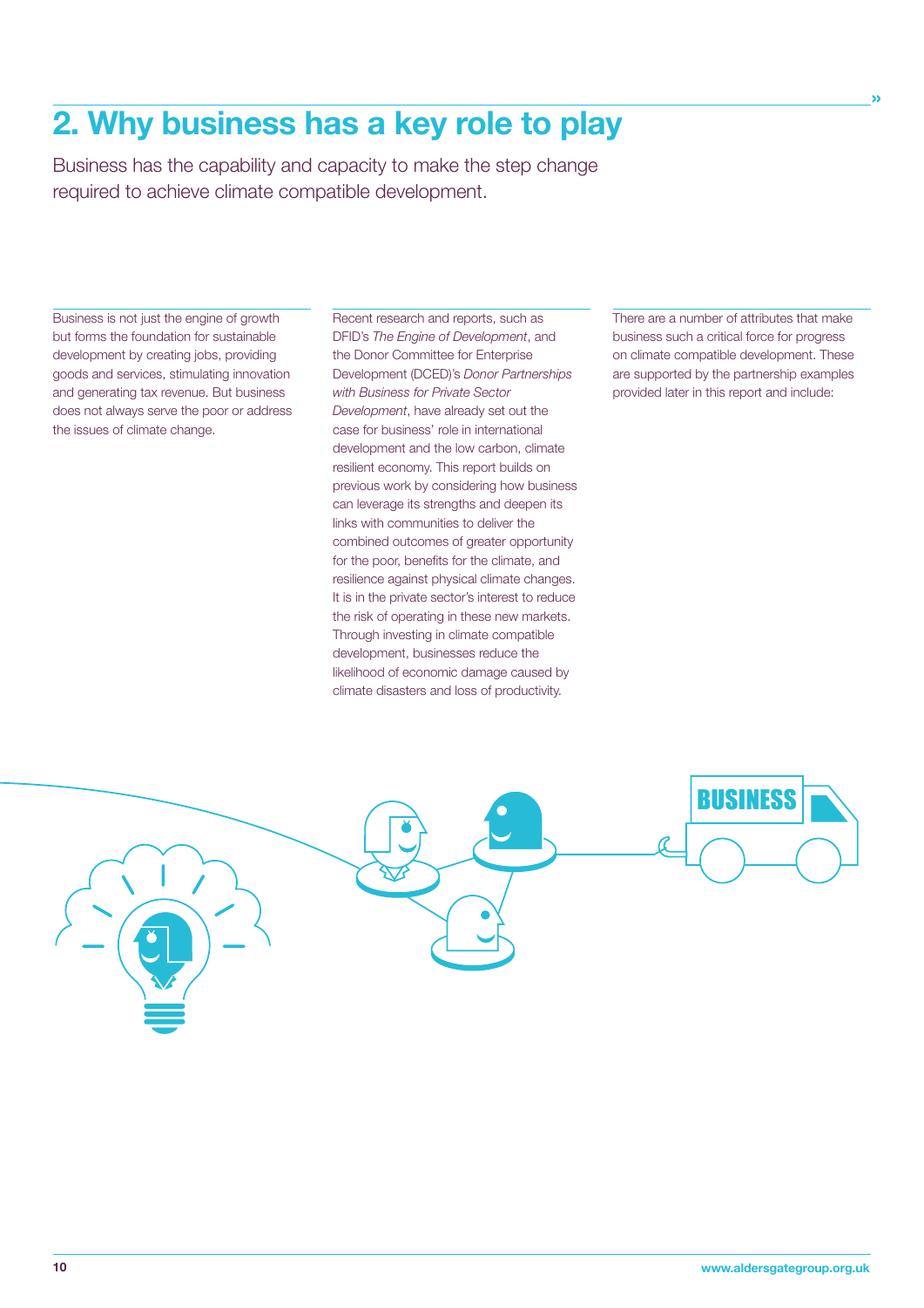# 2. Why business has a key role to play

Business has the capability and capacity to make the step change required to achieve climate compatible development.

Business is not just the engine of growth but forms the foundation for sustainable development by creating jobs, providing goods and services, stimulating innovation and generating tax revenue. But business does not always serve the poor or address the issues of climate change.

Recent research and reports, such as DFID's *The Engine of Development*, and the Donor Committee for Enterprise Development (DCED)'s *Donor Partnerships with Business for Private Sector Development*, have already set out the case for business' role in international development and the low carbon, climate resilient economy. This report builds on previous work by considering how business can leverage its strengths and deepen its links with communities to deliver the combined outcomes of greater opportunity for the poor, benefits for the climate, and resilience against physical climate changes. It is in the private sector's interest to reduce the risk of operating in these new markets. Through investing in climate compatible development, businesses reduce the likelihood of economic damage caused by climate disasters and loss of productivity.

There are a number of attributes that make business such a critical force for progress on climate compatible development. These are supported by the partnership examples provided later in this report and include: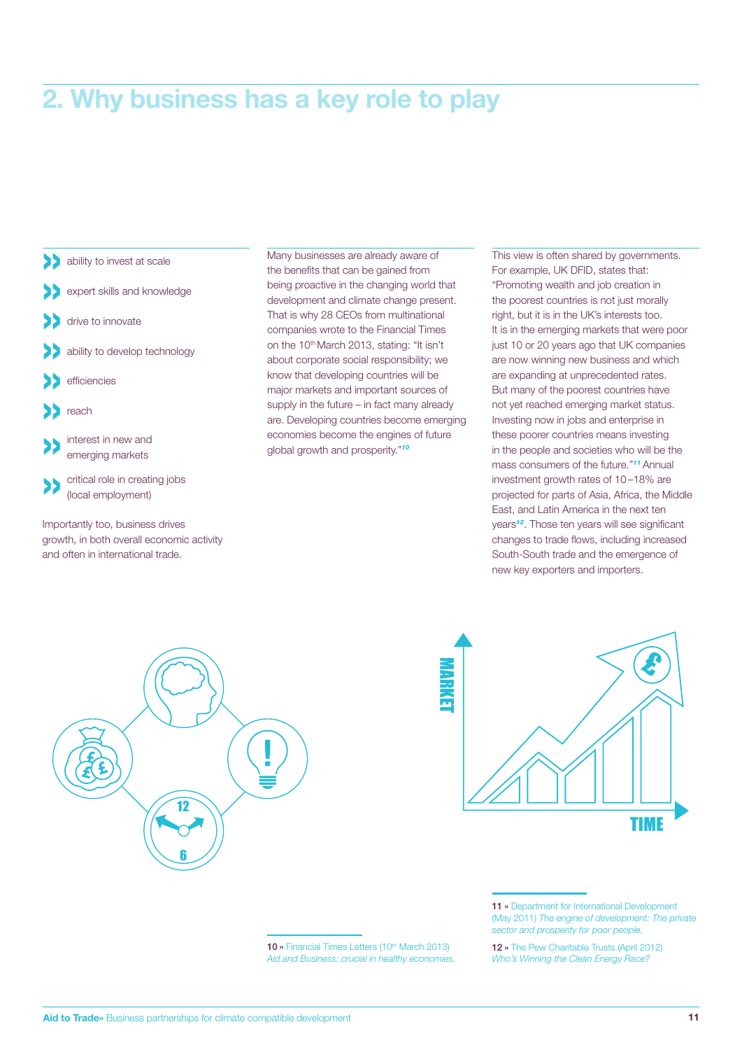# 2. Why business has a key role to play

- ability to invest at scale
- expert skills and knowledge
- drive to innovate
- ability to develop technology
- efficiencies
- reach
- interest in new and emerging markets
- critical role in creating jobs (local employment)

Importantly too, business drives growth, in both overall economic activity and often in international trade.

Many businesses are already aware of the benefits that can be gained from being proactive in the changing world that development and climate change present. That is why 28 CEOs from multinational companies wrote to the Financial Times on the 10th March 2013, stating: "It isn't about corporate social responsibility; we know that developing countries will be major markets and important sources of supply in the future – in fact many already are. Developing countries become emerging economies become the engines of future global growth and prosperity."[10]

This view is often shared by governments. For example, UK DFID, states that: "Promoting wealth and job creation in the poorest countries is not just morally right, but it is in the UK's interests too. It is in the emerging markets that were poor just 10 or 20 years ago that UK companies are now winning new business and which are expanding at unprecedented rates. But many of the poorest countries have not yet reached emerging market status. Investing now in jobs and enterprise in these poorer countries means investing in the people and societies who will be the mass consumers of the future."[11] Annual investment growth rates of 10–18% are projected for parts of Asia, Africa, the Middle East, and Latin America in the next ten years[12]. Those ten years will see significant changes to trade flows, including increased South-South trade and the emergence of new key exporters and importers.

10 » Financial Times Letters (10th March 2013) *Aid and Business: crucial in healthy economies.*

11 » Department for International Development (May 2011) *The engine of development: The private sector and prosperity for poor people.*

12 » The Pew Charitable Trusts (April 2012) *Who's Winning the Clean Energy Race?*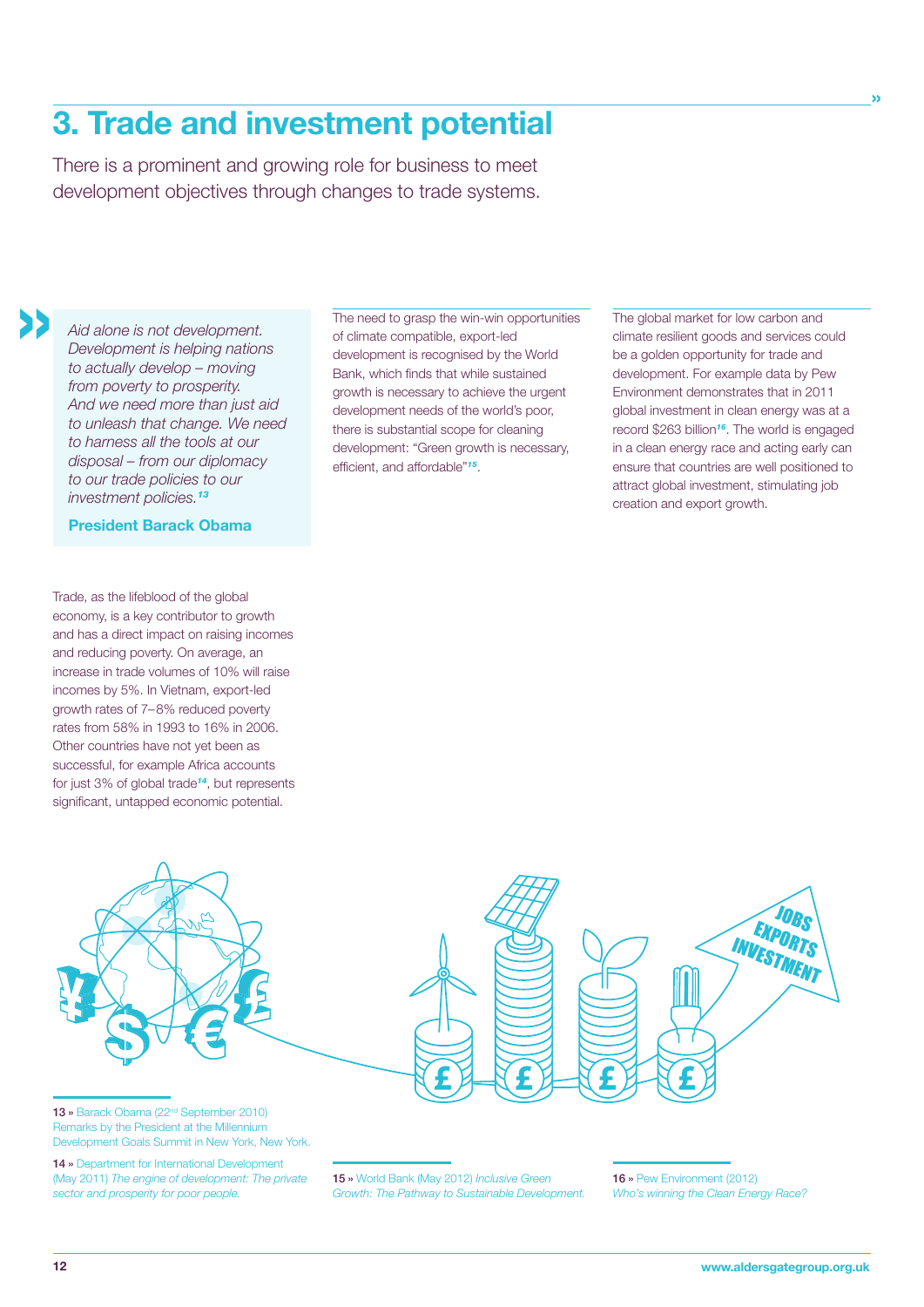# 3. Trade and investment potential

There is a prominent and growing role for business to meet development objectives through changes to trade systems.

> *Aid alone is not development. Development is helping nations to actually develop – moving from poverty to prosperity. And we need more than just aid to unleash that change. We need to harness all the tools at our disposal – from our diplomacy to our trade policies to our investment policies.*[13]
>
> **President Barack Obama**

Trade, as the lifeblood of the global economy, is a key contributor to growth and has a direct impact on raising incomes and reducing poverty. On average, an increase in trade volumes of 10% will raise incomes by 5%. In Vietnam, export-led growth rates of 7–8% reduced poverty rates from 58% in 1993 to 16% in 2006. Other countries have not yet been as successful, for example Africa accounts for just 3% of global trade[14], but represents significant, untapped economic potential.

The need to grasp the win-win opportunities of climate compatible, export-led development is recognised by the World Bank, which finds that while sustained growth is necessary to achieve the urgent development needs of the world's poor, there is substantial scope for cleaning development: "Green growth is necessary, efficient, and affordable"[15].

The global market for low carbon and climate resilient goods and services could be a golden opportunity for trade and development. For example data by Pew Environment demonstrates that in 2011 global investment in clean energy was at a record $263 billion[16]. The world is engaged in a clean energy race and acting early can ensure that countries are well positioned to attract global investment, stimulating job creation and export growth.

13 » Barack Obama (22nd September 2010) Remarks by the President at the Millennium Development Goals Summit in New York, New York.

14 » Department for International Development (May 2011) *The engine of development: The private sector and prosperity for poor people.*

15 » World Bank (May 2012) *Inclusive Green Growth: The Pathway to Sustainable Development.*

16 » Pew Environment (2012) *Who's winning the Clean Energy Race?*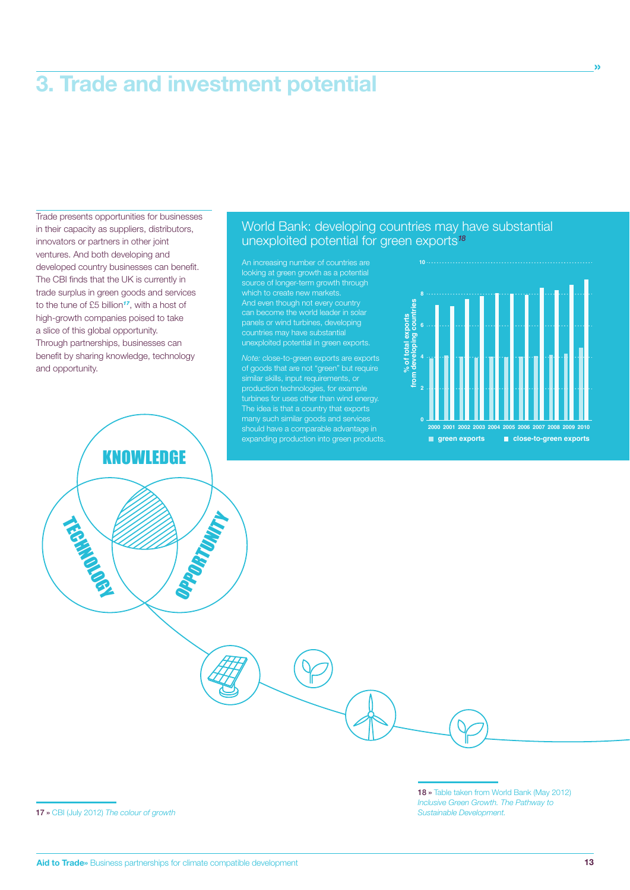# 3. Trade and investment potential

Trade presents opportunities for businesses in their capacity as suppliers, distributors, innovators or partners in other joint ventures. And both developing and developed country businesses can benefit. The CBI finds that the UK is currently in trade surplus in green goods and services to the tune of £5 billion[17], with a host of high-growth companies poised to take a slice of this global opportunity. Through partnerships, businesses can benefit by sharing knowledge, technology and opportunity.

KNOWLEDGE

TECHNOLOGY

OPPORTUNITY

## World Bank: developing countries may have substantial unexploited potential for green exports[18]

An increasing number of countries are looking at green growth as a potential source of longer-term growth through which to create new markets. And even though not every country can become the world leader in solar panels or wind turbines, developing countries may have substantial unexploited potential in green exports.

*Note:* close-to-green exports are exports of goods that are not "green" but require similar skills, input requirements, or production technologies, for example turbines for uses other than wind energy. The idea is that a country that exports many such similar goods and services should have a comparable advantage in expanding production into green products.

% of total exports from developing countries

2000 2001 2002 2003 2004 2005 2006 2007 2008 2009 2010

■ green exports ■ close-to-green exports

17 » CBI (July 2012) *The colour of growth*

18 » Table taken from World Bank (May 2012) *Inclusive Green Growth. The Pathway to Sustainable Development.*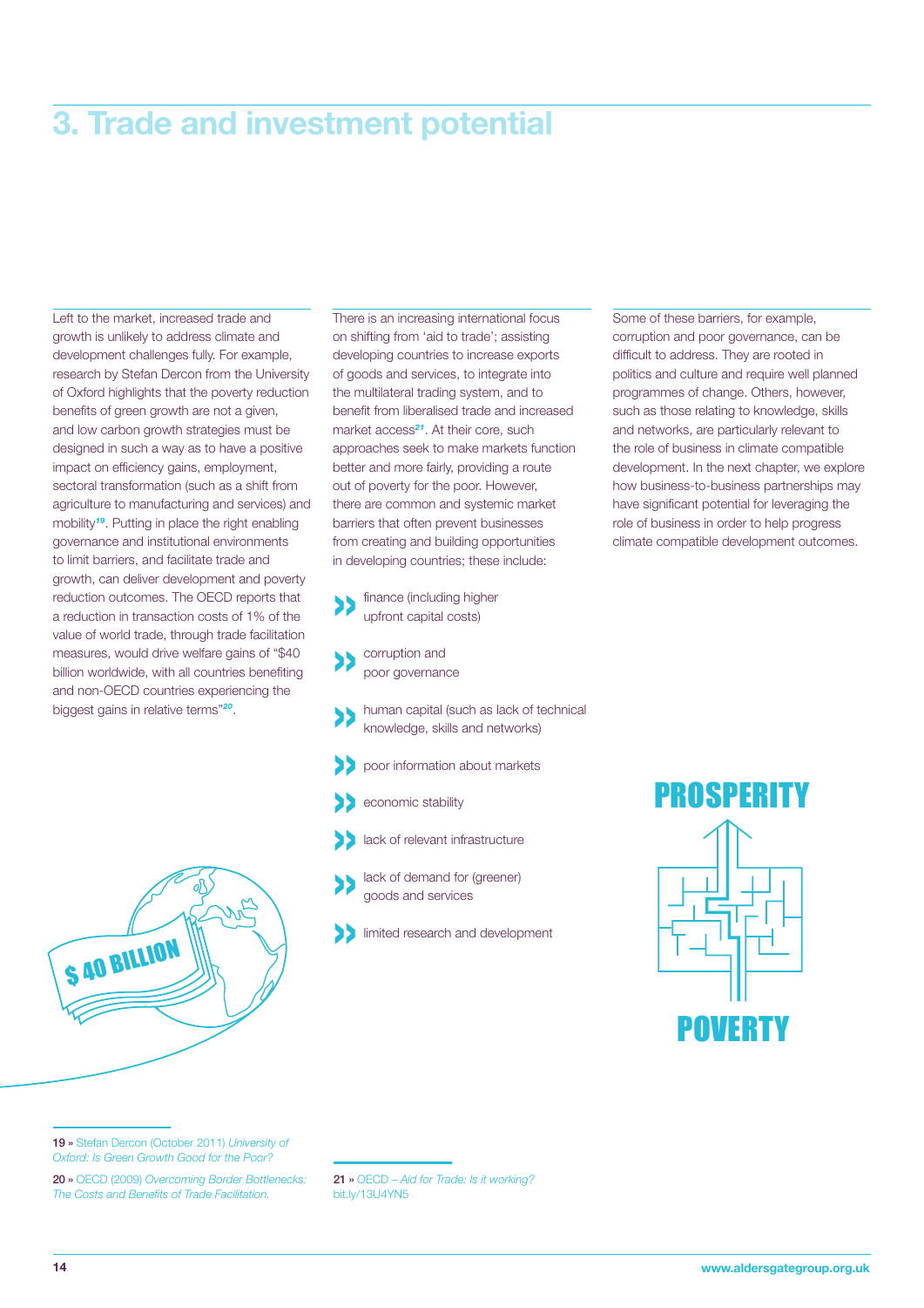# 3. Trade and investment potential

Left to the market, increased trade and growth is unlikely to address climate and development challenges fully. For example, research by Stefan Dercon from the University of Oxford highlights that the poverty reduction benefits of green growth are not a given, and low carbon growth strategies must be designed in such a way as to have a positive impact on efficiency gains, employment, sectoral transformation (such as a shift from agriculture to manufacturing and services) and mobility[19]. Putting in place the right enabling governance and institutional environments to limit barriers, and facilitate trade and growth, can deliver development and poverty reduction outcomes. The OECD reports that a reduction in transaction costs of 1% of the value of world trade, through trade facilitation measures, would drive welfare gains of "$40 billion worldwide, with all countries benefiting and non-OECD countries experiencing the biggest gains in relative terms"[20].

There is an increasing international focus on shifting from 'aid to trade'; assisting developing countries to increase exports of goods and services, to integrate into the multilateral trading system, and to benefit from liberalised trade and increased market access[21]. At their core, such approaches seek to make markets function better and more fairly, providing a route out of poverty for the poor. However, there are common and systemic market barriers that often prevent businesses from creating and building opportunities in developing countries; these include:

- finance (including higher upfront capital costs)
- corruption and poor governance
- human capital (such as lack of technical knowledge, skills and networks)
- poor information about markets
- economic stability
- lack of relevant infrastructure
- lack of demand for (greener) goods and services
- limited research and development

Some of these barriers, for example, corruption and poor governance, can be difficult to address. They are rooted in politics and culture and require well planned programmes of change. Others, however, such as those relating to knowledge, skills and networks, are particularly relevant to the role of business in climate compatible development. In the next chapter, we explore how business-to-business partnerships may have significant potential for leveraging the role of business in order to help progress climate compatible development outcomes.

$ 40 BILLION

PROSPERITY

POVERTY

19 » Stefan Dercon (October 2011) *University of Oxford: Is Green Growth Good for the Poor?*

20 » OECD (2009) *Overcoming Border Bottlenecks: The Costs and Benefits of Trade Facilitation.*

21 » OECD – *Aid for Trade: Is it working?* bit.ly/13U4YN5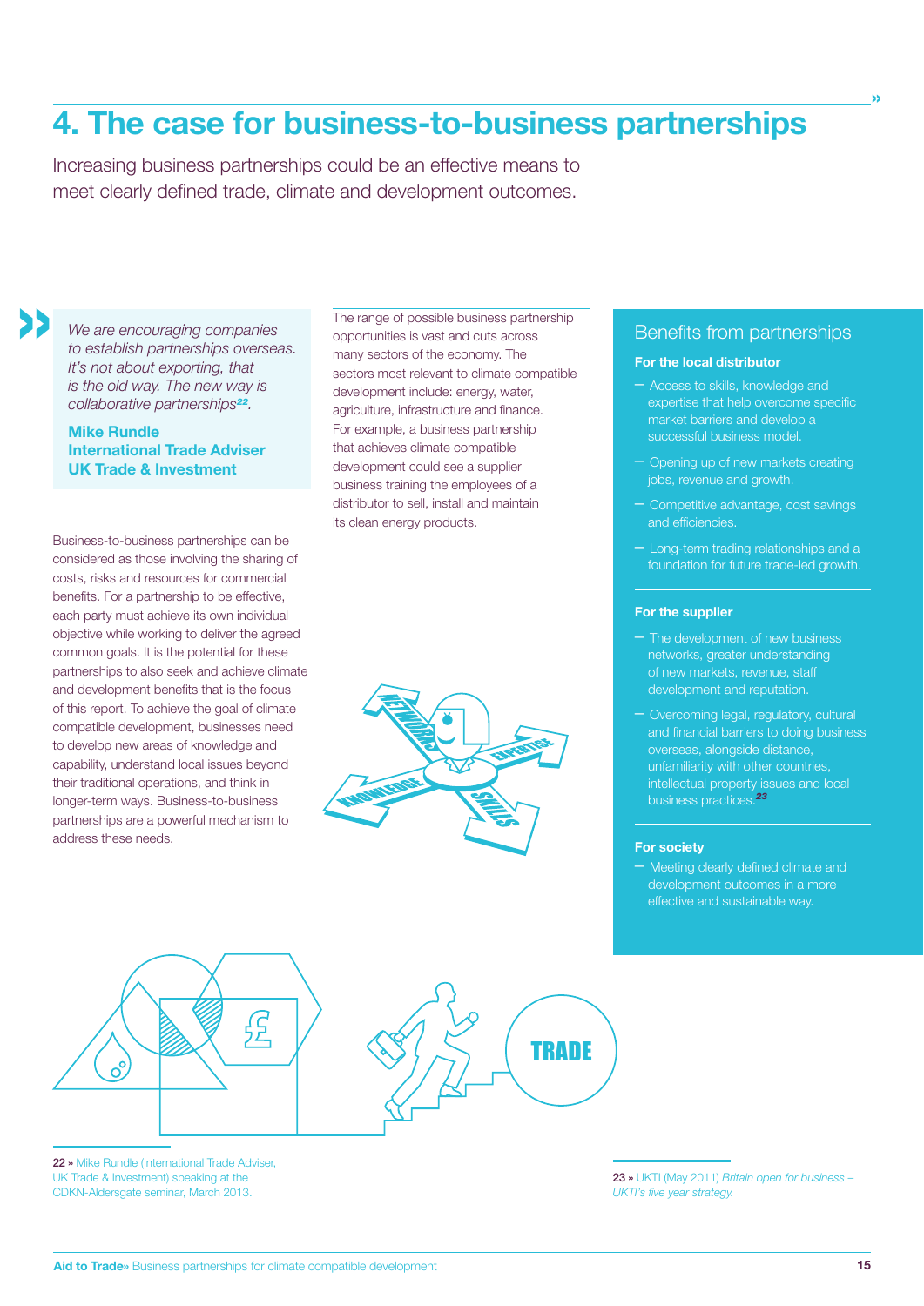# 4. The case for business-to-business partnerships

Increasing business partnerships could be an effective means to meet clearly defined trade, climate and development outcomes.

> *We are encouraging companies to establish partnerships overseas. It's not about exporting, that is the old way. The new way is collaborative partnerships*[22].
>
> **Mike Rundle**
> **International Trade Adviser**
> **UK Trade & Investment**

Business-to-business partnerships can be considered as those involving the sharing of costs, risks and resources for commercial benefits. For a partnership to be effective, each party must achieve its own individual objective while working to deliver the agreed common goals. It is the potential for these partnerships to also seek and achieve climate and development benefits that is the focus of this report. To achieve the goal of climate compatible development, businesses need to develop new areas of knowledge and capability, understand local issues beyond their traditional operations, and think in longer-term ways. Business-to-business partnerships are a powerful mechanism to address these needs.

The range of possible business partnership opportunities is vast and cuts across many sectors of the economy. The sectors most relevant to climate compatible development include: energy, water, agriculture, infrastructure and finance. For example, a business partnership that achieves climate compatible development could see a supplier business training the employees of a distributor to sell, install and maintain its clean energy products.

## Benefits from partnerships

### For the local distributor

- Access to skills, knowledge and expertise that help overcome specific market barriers and develop a successful business model.
- Opening up of new markets creating jobs, revenue and growth.
- Competitive advantage, cost savings and efficiencies.
- Long-term trading relationships and a foundation for future trade-led growth.

### For the supplier

- The development of new business networks, greater understanding of new markets, revenue, staff development and reputation.
- Overcoming legal, regulatory, cultural and financial barriers to doing business overseas, alongside distance, unfamiliarity with other countries, intellectual property issues and local business practices.[23]

### For society

- Meeting clearly defined climate and development outcomes in a more effective and sustainable way.

22 » Mike Rundle (International Trade Adviser, UK Trade & Investment) speaking at the CDKN-Aldersgate seminar, March 2013.

23 » UKTI (May 2011) *Britain open for business – UKTI's five year strategy.*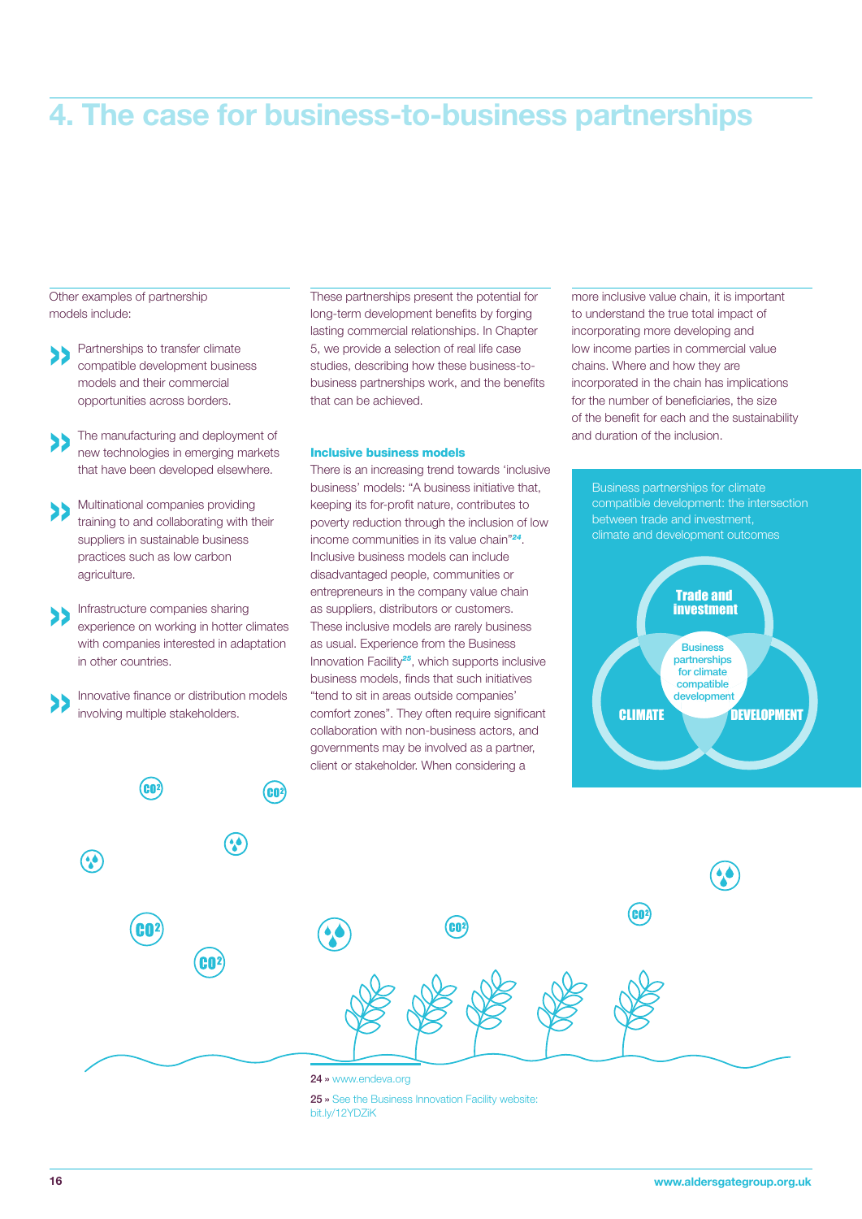# 4. The case for business-to-business partnerships

Other examples of partnership models include:

- Partnerships to transfer climate compatible development business models and their commercial opportunities across borders.
- The manufacturing and deployment of new technologies in emerging markets that have been developed elsewhere.
- Multinational companies providing training to and collaborating with their suppliers in sustainable business practices such as low carbon agriculture.
- Infrastructure companies sharing experience on working in hotter climates with companies interested in adaptation in other countries.
- Innovative finance or distribution models involving multiple stakeholders.

These partnerships present the potential for long-term development benefits by forging lasting commercial relationships. In Chapter 5, we provide a selection of real life case studies, describing how these business-to-business partnerships work, and the benefits that can be achieved.

### Inclusive business models

There is an increasing trend towards 'inclusive business' models: "A business initiative that, keeping its for-profit nature, contributes to poverty reduction through the inclusion of low income communities in its value chain"[24]. Inclusive business models can include disadvantaged people, communities or entrepreneurs in the company value chain as suppliers, distributors or customers. These inclusive models are rarely business as usual. Experience from the Business Innovation Facility[25], which supports inclusive business models, finds that such initiatives "tend to sit in areas outside companies' comfort zones". They often require significant collaboration with non-business actors, and governments may be involved as a partner, client or stakeholder. When considering a more inclusive value chain, it is important to understand the true total impact of incorporating more developing and low income parties in commercial value chains. Where and how they are incorporated in the chain has implications for the number of beneficiaries, the size of the benefit for each and the sustainability and duration of the inclusion.

Business partnerships for climate compatible development: the intersection between trade and investment, climate and development outcomes

Trade and investment

CLIMATE

DEVELOPMENT

Business partnerships for climate compatible development

24 » www.endeva.org

25 » See the Business Innovation Facility website: bit.ly/12YDZiK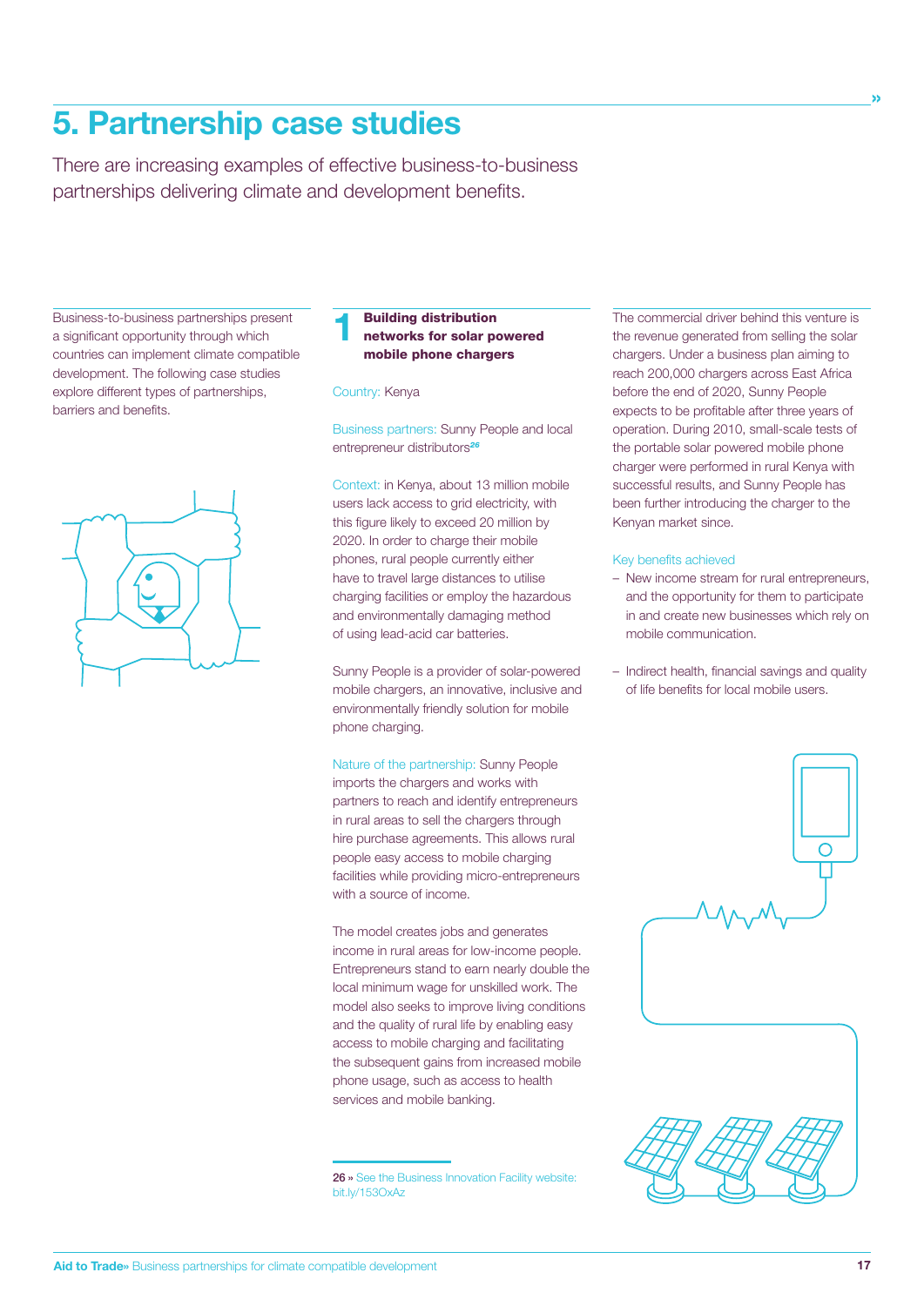# 5. Partnership case studies

There are increasing examples of effective business-to-business partnerships delivering climate and development benefits.

Business-to-business partnerships present a significant opportunity through which countries can implement climate compatible development. The following case studies explore different types of partnerships, barriers and benefits.

## 1 Building distribution networks for solar powered mobile phone chargers

Country: Kenya

Business partners: Sunny People and local entrepreneur distributors[26]

Context: in Kenya, about 13 million mobile users lack access to grid electricity, with this figure likely to exceed 20 million by 2020. In order to charge their mobile phones, rural people currently either have to travel large distances to utilise charging facilities or employ the hazardous and environmentally damaging method of using lead-acid car batteries.

Sunny People is a provider of solar-powered mobile chargers, an innovative, inclusive and environmentally friendly solution for mobile phone charging.

Nature of the partnership: Sunny People imports the chargers and works with partners to reach and identify entrepreneurs in rural areas to sell the chargers through hire purchase agreements. This allows rural people easy access to mobile charging facilities while providing micro-entrepreneurs with a source of income.

The model creates jobs and generates income in rural areas for low-income people. Entrepreneurs stand to earn nearly double the local minimum wage for unskilled work. The model also seeks to improve living conditions and the quality of rural life by enabling easy access to mobile charging and facilitating the subsequent gains from increased mobile phone usage, such as access to health services and mobile banking.

The commercial driver behind this venture is the revenue generated from selling the solar chargers. Under a business plan aiming to reach 200,000 chargers across East Africa before the end of 2020, Sunny People expects to be profitable after three years of operation. During 2010, small-scale tests of the portable solar powered mobile phone charger were performed in rural Kenya with successful results, and Sunny People has been further introducing the charger to the Kenyan market since.

Key benefits achieved

- New income stream for rural entrepreneurs, and the opportunity for them to participate in and create new businesses which rely on mobile communication.
- Indirect health, financial savings and quality of life benefits for local mobile users.

26 » See the Business Innovation Facility website: bit.ly/153OxAz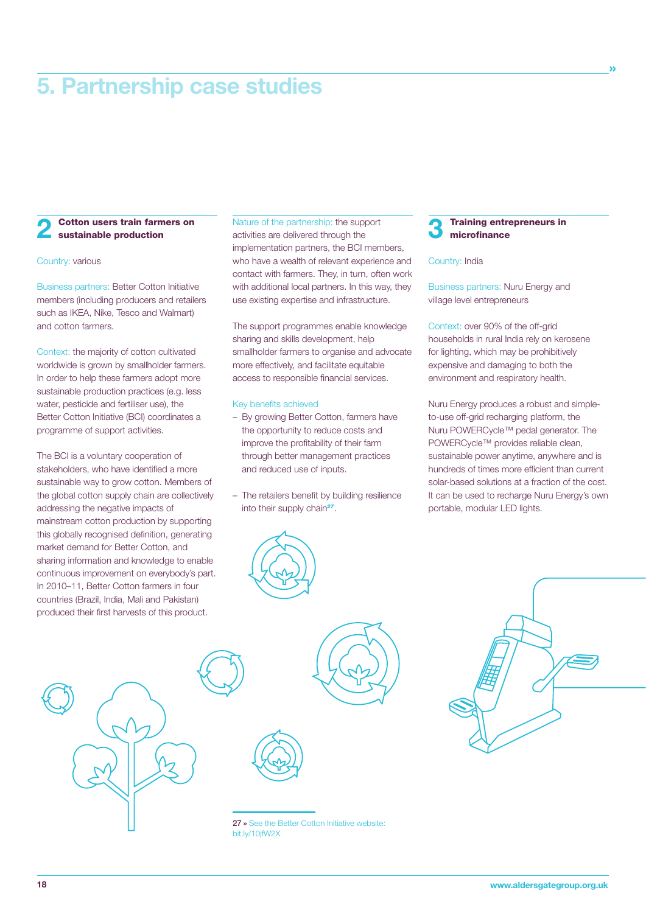# 5. Partnership case studies

## 2 Cotton users train farmers on sustainable production

Country: various

Business partners: Better Cotton Initiative members (including producers and retailers such as IKEA, Nike, Tesco and Walmart) and cotton farmers.

Context: the majority of cotton cultivated worldwide is grown by smallholder farmers. In order to help these farmers adopt more sustainable production practices (e.g. less water, pesticide and fertiliser use), the Better Cotton Initiative (BCI) coordinates a programme of support activities.

The BCI is a voluntary cooperation of stakeholders, who have identified a more sustainable way to grow cotton. Members of the global cotton supply chain are collectively addressing the negative impacts of mainstream cotton production by supporting this globally recognised definition, generating market demand for Better Cotton, and sharing information and knowledge to enable continuous improvement on everybody's part. In 2010–11, Better Cotton farmers in four countries (Brazil, India, Mali and Pakistan) produced their first harvests of this product.

Nature of the partnership: the support activities are delivered through the implementation partners, the BCI members, who have a wealth of relevant experience and contact with farmers. They, in turn, often work with additional local partners. In this way, they use existing expertise and infrastructure.

The support programmes enable knowledge sharing and skills development, help smallholder farmers to organise and advocate more effectively, and facilitate equitable access to responsible financial services.

Key benefits achieved

- By growing Better Cotton, farmers have the opportunity to reduce costs and improve the profitability of their farm through better management practices and reduced use of inputs.
- The retailers benefit by building resilience into their supply chain[27].

27 » See the Better Cotton Initiative website: bit.ly/10jfW2X

## 3 Training entrepreneurs in microfinance

Country: India

Business partners: Nuru Energy and village level entrepreneurs

Context: over 90% of the off-grid households in rural India rely on kerosene for lighting, which may be prohibitively expensive and damaging to both the environment and respiratory health.

Nuru Energy produces a robust and simple-to-use off-grid recharging platform, the Nuru POWERCycle™ pedal generator. The POWERCycle™ provides reliable clean, sustainable power anytime, anywhere and is hundreds of times more efficient than current solar-based solutions at a fraction of the cost. It can be used to recharge Nuru Energy's own portable, modular LED lights.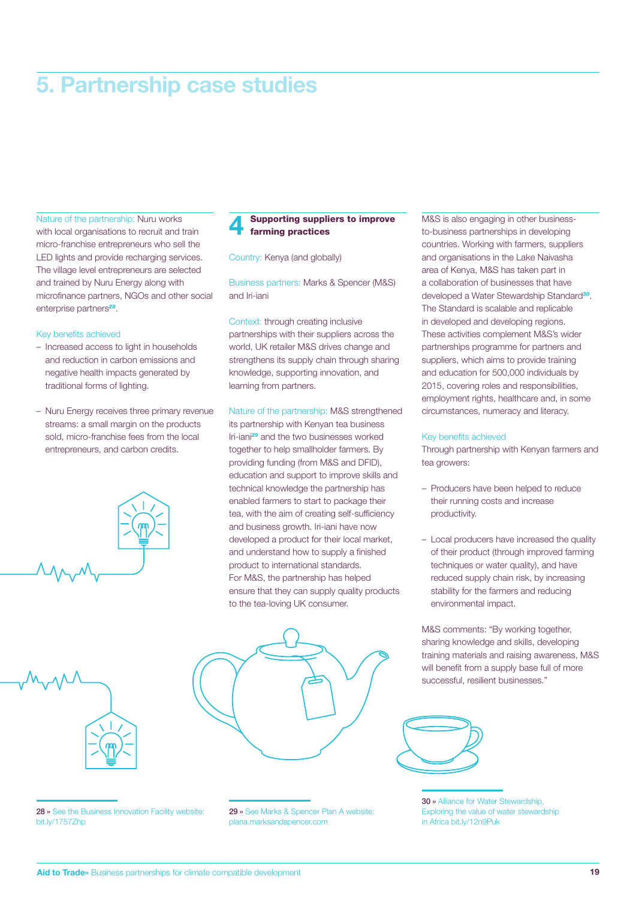# 5. Partnership case studies

Nature of the partnership: Nuru works with local organisations to recruit and train micro-franchise entrepreneurs who sell the LED lights and provide recharging services. The village level entrepreneurs are selected and trained by Nuru Energy along with microfinance partners, NGOs and other social enterprise partners[28].

Key benefits achieved

- Increased access to light in households and reduction in carbon emissions and negative health impacts generated by traditional forms of lighting.
- Nuru Energy receives three primary revenue streams: a small margin on the products sold, micro-franchise fees from the local entrepreneurs, and carbon credits.

## 4 Supporting suppliers to improve farming practices

Country: Kenya (and globally)

Business partners: Marks & Spencer (M&S) and Iri-iani

Context: through creating inclusive partnerships with their suppliers across the world, UK retailer M&S drives change and strengthens its supply chain through sharing knowledge, supporting innovation, and learning from partners.

Nature of the partnership: M&S strengthened its partnership with Kenyan tea business Iri-iani[29] and the two businesses worked together to help smallholder farmers. By providing funding (from M&S and DFID), education and support to improve skills and technical knowledge the partnership has enabled farmers to start to package their tea, with the aim of creating self-sufficiency and business growth. Iri-iani have now developed a product for their local market, and understand how to supply a finished product to international standards. For M&S, the partnership has helped ensure that they can supply quality products to the tea-loving UK consumer.

M&S is also engaging in other business-to-business partnerships in developing countries. Working with farmers, suppliers and organisations in the Lake Naivasha area of Kenya, M&S has taken part in a collaboration of businesses that have developed a Water Stewardship Standard[30]. The Standard is scalable and replicable in developed and developing regions. These activities complement M&S's wider partnerships programme for partners and suppliers, which aims to provide training and education for 500,000 individuals by 2015, covering roles and responsibilities, employment rights, healthcare and, in some circumstances, numeracy and literacy.

Key benefits achieved

Through partnership with Kenyan farmers and tea growers:

- Producers have been helped to reduce their running costs and increase productivity.
- Local producers have increased the quality of their product (through improved farming techniques or water quality), and have reduced supply chain risk, by increasing stability for the farmers and reducing environmental impact.

M&S comments: "By working together, sharing knowledge and skills, developing training materials and raising awareness, M&S will benefit from a supply base full of more successful, resilient businesses."

---

28 » See the Business Innovation Facility website: bit.ly/1757Zhp

29 » See Marks & Spencer Plan A website: plana.marksandspencer.com

30 » Alliance for Water Stewardship, Exploring the value of water stewardship in Africa bit.ly/12n9Puk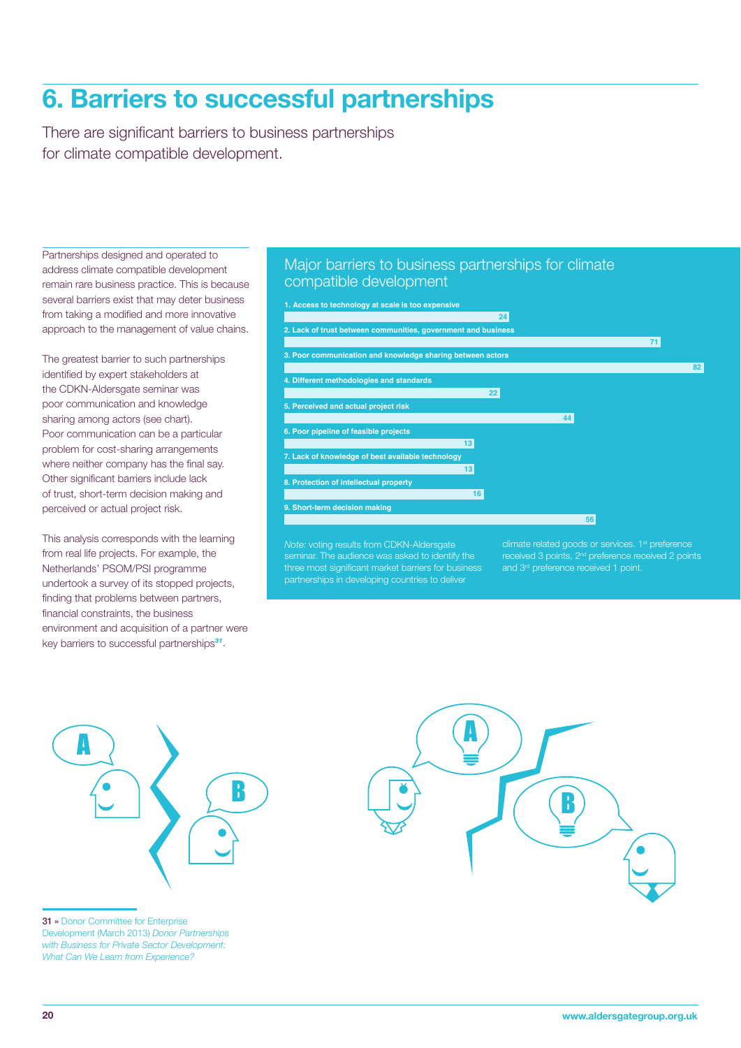# 6. Barriers to successful partnerships

There are significant barriers to business partnerships for climate compatible development.

Partnerships designed and operated to address climate compatible development remain rare business practice. This is because several barriers exist that may deter business from taking a modified and more innovative approach to the management of value chains.

The greatest barrier to such partnerships identified by expert stakeholders at the CDKN-Aldersgate seminar was poor communication and knowledge sharing among actors (see chart). Poor communication can be a particular problem for cost-sharing arrangements where neither company has the final say. Other significant barriers include lack of trust, short-term decision making and perceived or actual project risk.

This analysis corresponds with the learning from real life projects. For example, the Netherlands' PSOM/PSI programme undertook a survey of its stopped projects, finding that problems between partners, financial constraints, the business environment and acquisition of a partner were key barriers to successful partnerships[31].

## Major barriers to business partnerships for climate compatible development

| Barrier | Points |
|---|---|
| 1. Access to technology at scale is too expensive | 24 |
| 2. Lack of trust between communities, government and business | 71 |
| 3. Poor communication and knowledge sharing between actors | 82 |
| 4. Different methodologies and standards | 22 |
| 5. Perceived and actual project risk | 44 |
| 6. Poor pipeline of feasible projects | 13 |
| 7. Lack of knowledge of best available technology | 13 |
| 8. Protection of intellectual property | 16 |
| 9. Short-term decision making | 56 |

*Note:* voting results from CDKN-Aldersgate seminar. The audience was asked to identify the three most significant market barriers for business partnerships in developing countries to deliver climate related goods or services. 1st preference received 3 points, 2nd preference received 2 points and 3rd preference received 1 point.

31 » Donor Committee for Enterprise Development (March 2013) *Donor Partnerships with Business for Private Sector Development: What Can We Learn from Experience?*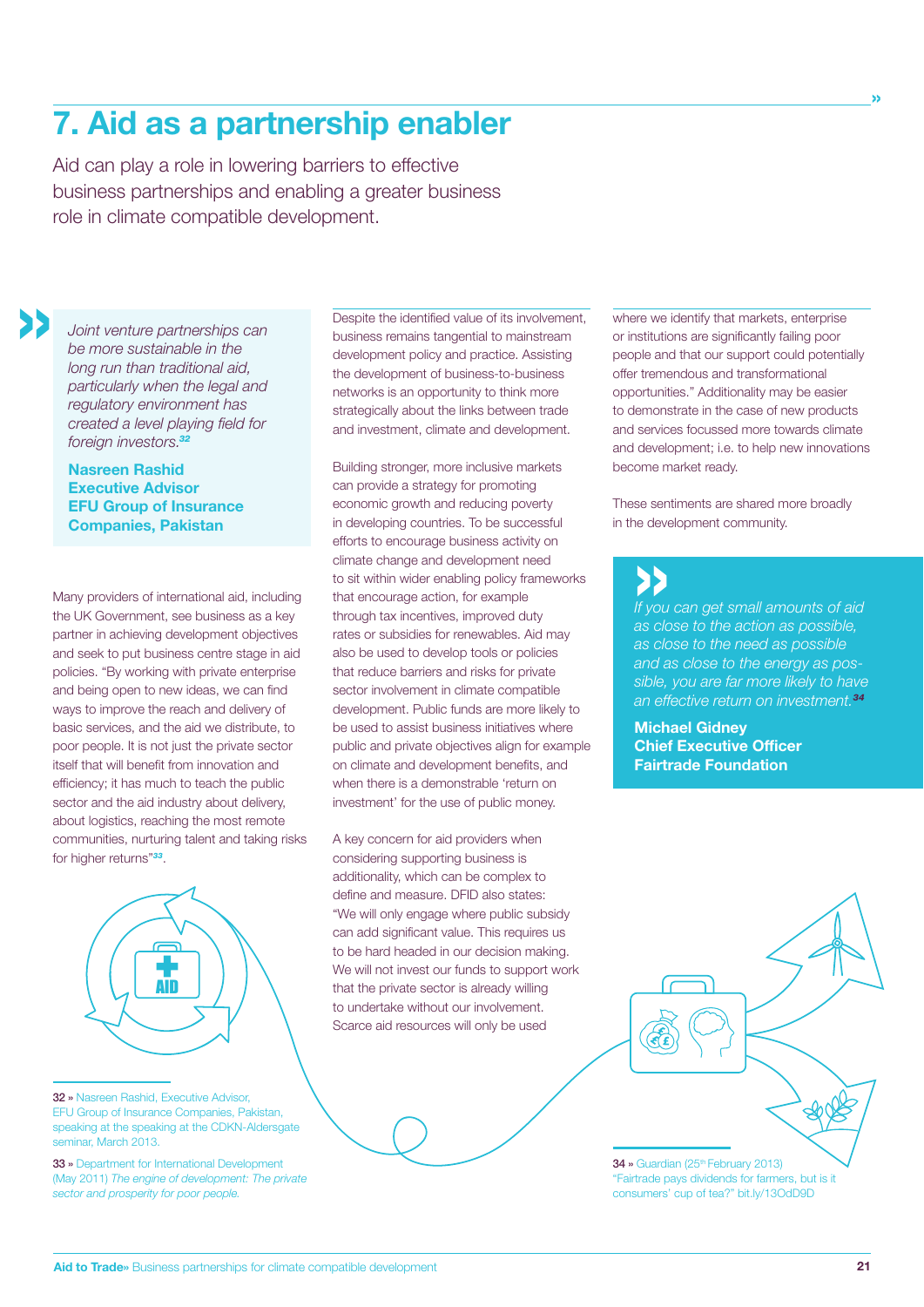# 7. Aid as a partnership enabler

Aid can play a role in lowering barriers to effective business partnerships and enabling a greater business role in climate compatible development.

> *Joint venture partnerships can be more sustainable in the long run than traditional aid, particularly when the legal and regulatory environment has created a level playing field for foreign investors.*[32]
>
> **Nasreen Rashid**
> **Executive Advisor**
> **EFU Group of Insurance Companies, Pakistan**

Many providers of international aid, including the UK Government, see business as a key partner in achieving development objectives and seek to put business centre stage in aid policies. "By working with private enterprise and being open to new ideas, we can find ways to improve the reach and delivery of basic services, and the aid we distribute, to poor people. It is not just the private sector itself that will benefit from innovation and efficiency; it has much to teach the public sector and the aid industry about delivery, about logistics, reaching the most remote communities, nurturing talent and taking risks for higher returns"[33].

Despite the identified value of its involvement, business remains tangential to mainstream development policy and practice. Assisting the development of business-to-business networks is an opportunity to think more strategically about the links between trade and investment, climate and development.

Building stronger, more inclusive markets can provide a strategy for promoting economic growth and reducing poverty in developing countries. To be successful efforts to encourage business activity on climate change and development need to sit within wider enabling policy frameworks that encourage action, for example through tax incentives, improved duty rates or subsidies for renewables. Aid may also be used to develop tools or policies that reduce barriers and risks for private sector involvement in climate compatible development. Public funds are more likely to be used to assist business initiatives where public and private objectives align for example on climate and development benefits, and when there is a demonstrable 'return on investment' for the use of public money.

A key concern for aid providers when considering supporting business is additionality, which can be complex to define and measure. DFID also states: "We will only engage where public subsidy can add significant value. This requires us to be hard headed in our decision making. We will not invest our funds to support work that the private sector is already willing to undertake without our involvement. Scarce aid resources will only be used where we identify that markets, enterprise or institutions are significantly failing poor people and that our support could potentially offer tremendous and transformational opportunities." Additionality may be easier to demonstrate in the case of new products and services focussed more towards climate and development; i.e. to help new innovations become market ready.

These sentiments are shared more broadly in the development community.

> *If you can get small amounts of aid as close to the action as possible, as close to the need as possible and as close to the energy as possible, you are far more likely to have an effective return on investment.*[34]
>
> **Michael Gidney**
> **Chief Executive Officer**
> **Fairtrade Foundation**

32 » Nasreen Rashid, Executive Advisor, EFU Group of Insurance Companies, Pakistan, speaking at the speaking at the CDKN-Aldersgate seminar, March 2013.

33 » Department for International Development (May 2011) *The engine of development: The private sector and prosperity for poor people.*

34 » Guardian (25th February 2013) "Fairtrade pays dividends for farmers, but is it consumers' cup of tea?" bit.ly/13OdD9D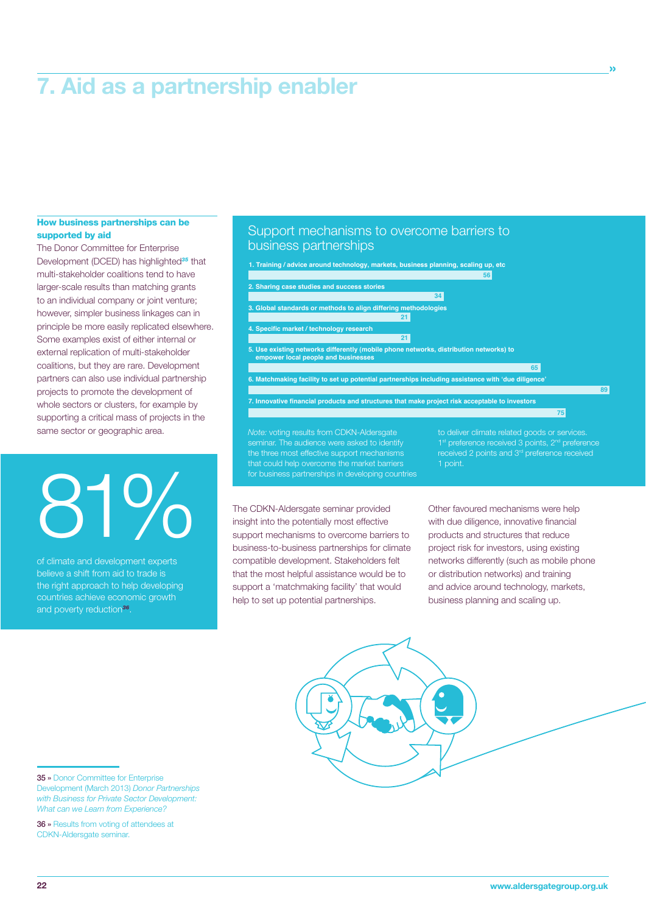# 7. Aid as a partnership enabler

### How business partnerships can be supported by aid

The Donor Committee for Enterprise Development (DCED) has highlighted[35] that multi-stakeholder coalitions tend to have larger-scale results than matching grants to an individual company or joint venture; however, simpler business linkages can in principle be more easily replicated elsewhere. Some examples exist of either internal or external replication of multi-stakeholder coalitions, but they are rare. Development partners can also use individual partnership projects to promote the development of whole sectors or clusters, for example by supporting a critical mass of projects in the same sector or geographic area.

**81%**

of climate and development experts believe a shift from aid to trade is the right approach to help developing countries achieve economic growth and poverty reduction[36].

### Support mechanisms to overcome barriers to business partnerships

| Support mechanism | Score |
|---|---|
| 1. Training / advice around technology, markets, business planning, scaling up, etc | 56 |
| 2. Sharing case studies and success stories | 34 |
| 3. Global standards or methods to align differing methodologies | 21 |
| 4. Specific market / technology research | 21 |
| 5. Use existing networks differently (mobile phone networks, distribution networks) to empower local people and businesses | 65 |
| 6. Matchmaking facility to set up potential partnerships including assistance with 'due diligence' | 89 |
| 7. Innovative financial products and structures that make project risk acceptable to investors | 75 |

*Note:* voting results from CDKN-Aldersgate seminar. The audience were asked to identify the three most effective support mechanisms that could help overcome the market barriers for business partnerships in developing countries to deliver climate related goods or services. 1st preference received 3 points, 2nd preference received 2 points and 3rd preference received 1 point.

The CDKN-Aldersgate seminar provided insight into the potentially most effective support mechanisms to overcome barriers to business-to-business partnerships for climate compatible development. Stakeholders felt that the most helpful assistance would be to support a 'matchmaking facility' that would help to set up potential partnerships.

Other favoured mechanisms were help with due diligence, innovative financial products and structures that reduce project risk for investors, using existing networks differently (such as mobile phone or distribution networks) and training and advice around technology, markets, business planning and scaling up.

35 » Donor Committee for Enterprise Development (March 2013) *Donor Partnerships with Business for Private Sector Development: What can we Learn from Experience?*

36 » Results from voting of attendees at CDKN-Aldersgate seminar.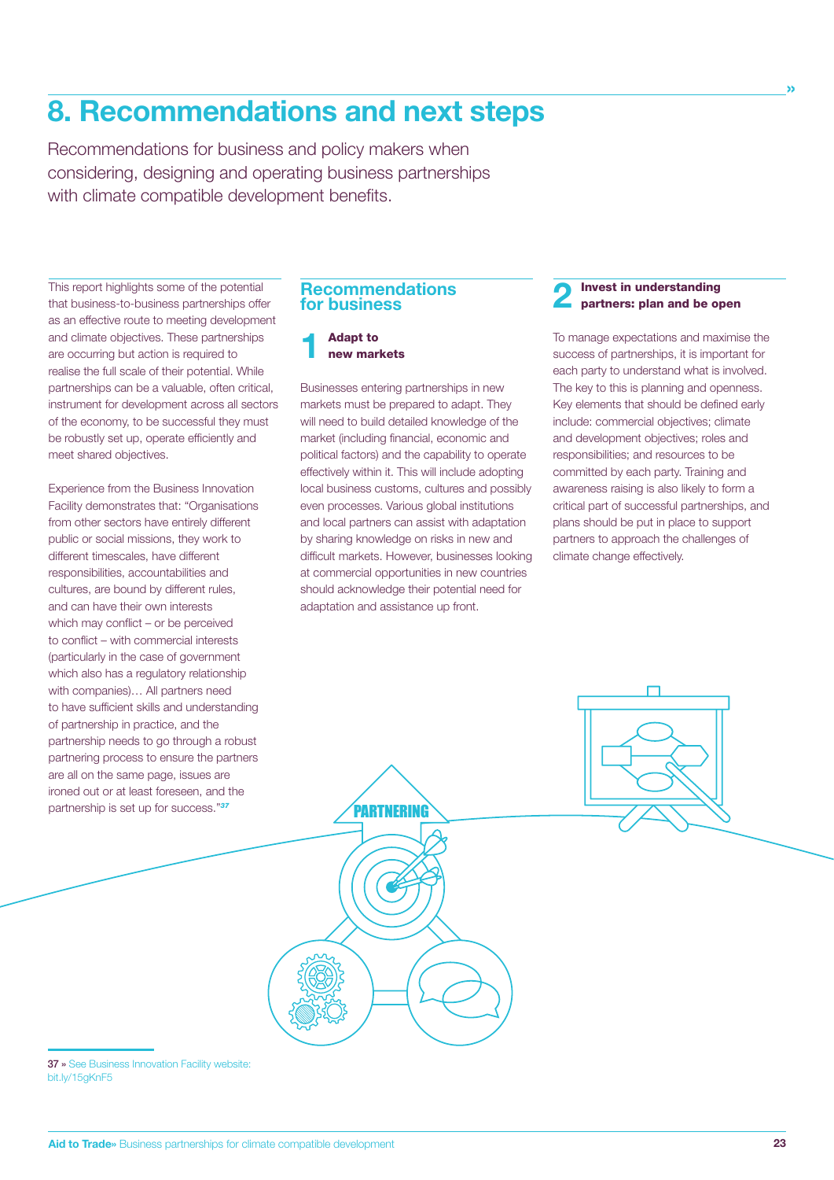# 8. Recommendations and next steps

Recommendations for business and policy makers when considering, designing and operating business partnerships with climate compatible development benefits.

This report highlights some of the potential that business-to-business partnerships offer as an effective route to meeting development and climate objectives. These partnerships are occurring but action is required to realise the full scale of their potential. While partnerships can be a valuable, often critical, instrument for development across all sectors of the economy, to be successful they must be robustly set up, operate efficiently and meet shared objectives.

Experience from the Business Innovation Facility demonstrates that: "Organisations from other sectors have entirely different public or social missions, they work to different timescales, have different responsibilities, accountabilities and cultures, are bound by different rules, and can have their own interests which may conflict – or be perceived to conflict – with commercial interests (particularly in the case of government which also has a regulatory relationship with companies)… All partners need to have sufficient skills and understanding of partnership in practice, and the partnership needs to go through a robust partnering process to ensure the partners are all on the same page, issues are ironed out or at least foreseen, and the partnership is set up for success."[37]

## Recommendations for business

### 1 Adapt to new markets

Businesses entering partnerships in new markets must be prepared to adapt. They will need to build detailed knowledge of the market (including financial, economic and political factors) and the capability to operate effectively within it. This will include adopting local business customs, cultures and possibly even processes. Various global institutions and local partners can assist with adaptation by sharing knowledge on risks in new and difficult markets. However, businesses looking at commercial opportunities in new countries should acknowledge their potential need for adaptation and assistance up front.

### 2 Invest in understanding partners: plan and be open

To manage expectations and maximise the success of partnerships, it is important for each party to understand what is involved. The key to this is planning and openness. Key elements that should be defined early include: commercial objectives; climate and development objectives; roles and responsibilities; and resources to be committed by each party. Training and awareness raising is also likely to form a critical part of successful partnerships, and plans should be put in place to support partners to approach the challenges of climate change effectively.

PARTNERING

37 » See Business Innovation Facility website: bit.ly/15gKnF5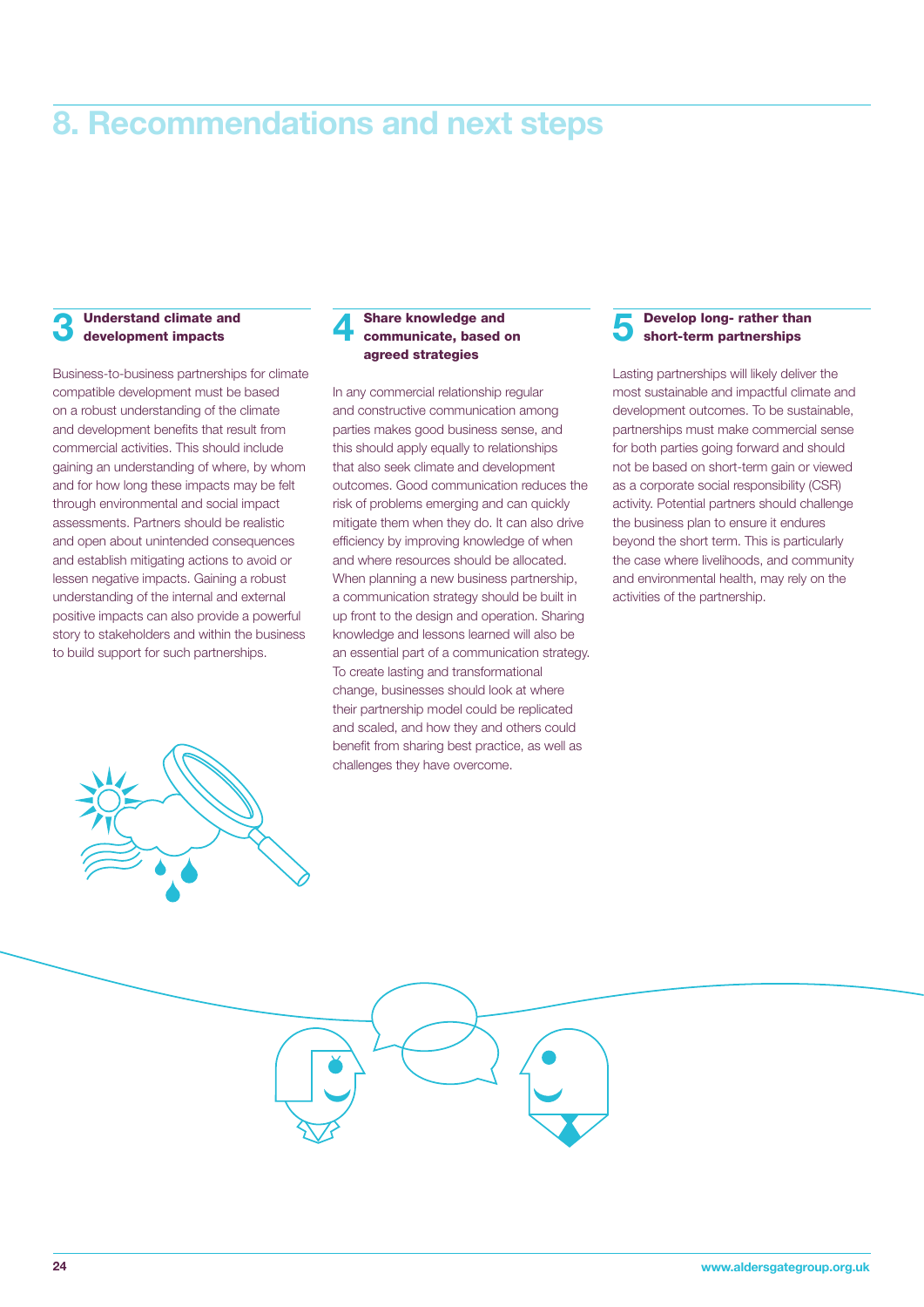# 8. Recommendations and next steps

### 3 Understand climate and development impacts

Business-to-business partnerships for climate compatible development must be based on a robust understanding of the climate and development benefits that result from commercial activities. This should include gaining an understanding of where, by whom and for how long these impacts may be felt through environmental and social impact assessments. Partners should be realistic and open about unintended consequences and establish mitigating actions to avoid or lessen negative impacts. Gaining a robust understanding of the internal and external positive impacts can also provide a powerful story to stakeholders and within the business to build support for such partnerships.

### 4 Share knowledge and communicate, based on agreed strategies

In any commercial relationship regular and constructive communication among parties makes good business sense, and this should apply equally to relationships that also seek climate and development outcomes. Good communication reduces the risk of problems emerging and can quickly mitigate them when they do. It can also drive efficiency by improving knowledge of when and where resources should be allocated. When planning a new business partnership, a communication strategy should be built in up front to the design and operation. Sharing knowledge and lessons learned will also be an essential part of a communication strategy. To create lasting and transformational change, businesses should look at where their partnership model could be replicated and scaled, and how they and others could benefit from sharing best practice, as well as challenges they have overcome.

### 5 Develop long- rather than short-term partnerships

Lasting partnerships will likely deliver the most sustainable and impactful climate and development outcomes. To be sustainable, partnerships must make commercial sense for both parties going forward and should not be based on short-term gain or viewed as a corporate social responsibility (CSR) activity. Potential partners should challenge the business plan to ensure it endures beyond the short term. This is particularly the case where livelihoods, and community and environmental health, may rely on the activities of the partnership.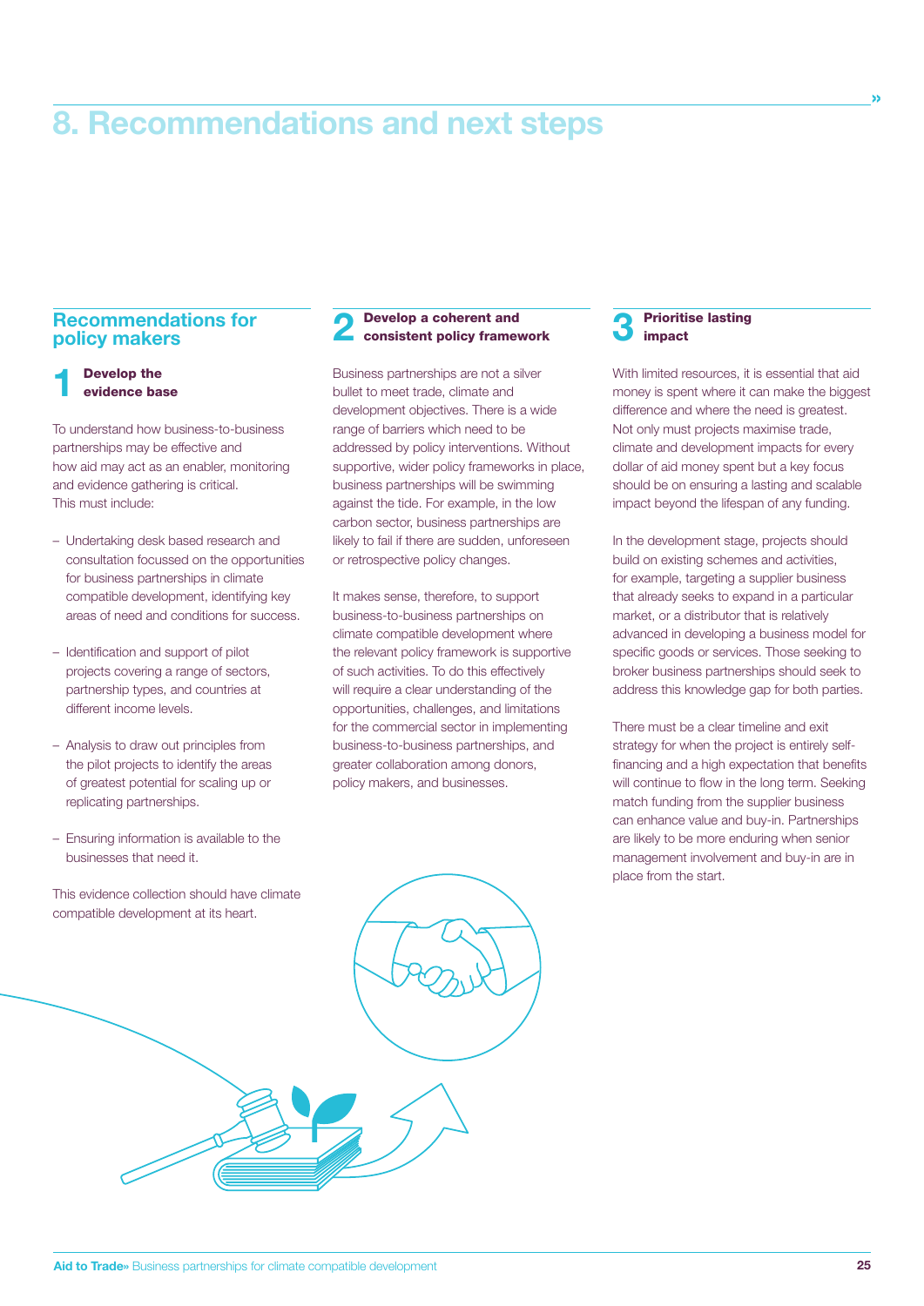# 8. Recommendations and next steps

## Recommendations for policy makers

### 1 Develop the evidence base

To understand how business-to-business partnerships may be effective and how aid may act as an enabler, monitoring and evidence gathering is critical. This must include:

- Undertaking desk based research and consultation focussed on the opportunities for business partnerships in climate compatible development, identifying key areas of need and conditions for success.
- Identification and support of pilot projects covering a range of sectors, partnership types, and countries at different income levels.
- Analysis to draw out principles from the pilot projects to identify the areas of greatest potential for scaling up or replicating partnerships.
- Ensuring information is available to the businesses that need it.

This evidence collection should have climate compatible development at its heart.

### 2 Develop a coherent and consistent policy framework

Business partnerships are not a silver bullet to meet trade, climate and development objectives. There is a wide range of barriers which need to be addressed by policy interventions. Without supportive, wider policy frameworks in place, business partnerships will be swimming against the tide. For example, in the low carbon sector, business partnerships are likely to fail if there are sudden, unforeseen or retrospective policy changes.

It makes sense, therefore, to support business-to-business partnerships on climate compatible development where the relevant policy framework is supportive of such activities. To do this effectively will require a clear understanding of the opportunities, challenges, and limitations for the commercial sector in implementing business-to-business partnerships, and greater collaboration among donors, policy makers, and businesses.

### 3 Prioritise lasting impact

With limited resources, it is essential that aid money is spent where it can make the biggest difference and where the need is greatest. Not only must projects maximise trade, climate and development impacts for every dollar of aid money spent but a key focus should be on ensuring a lasting and scalable impact beyond the lifespan of any funding.

In the development stage, projects should build on existing schemes and activities, for example, targeting a supplier business that already seeks to expand in a particular market, or a distributor that is relatively advanced in developing a business model for specific goods or services. Those seeking to broker business partnerships should seek to address this knowledge gap for both parties.

There must be a clear timeline and exit strategy for when the project is entirely self-financing and a high expectation that benefits will continue to flow in the long term. Seeking match funding from the supplier business can enhance value and buy-in. Partnerships are likely to be more enduring when senior management involvement and buy-in are in place from the start.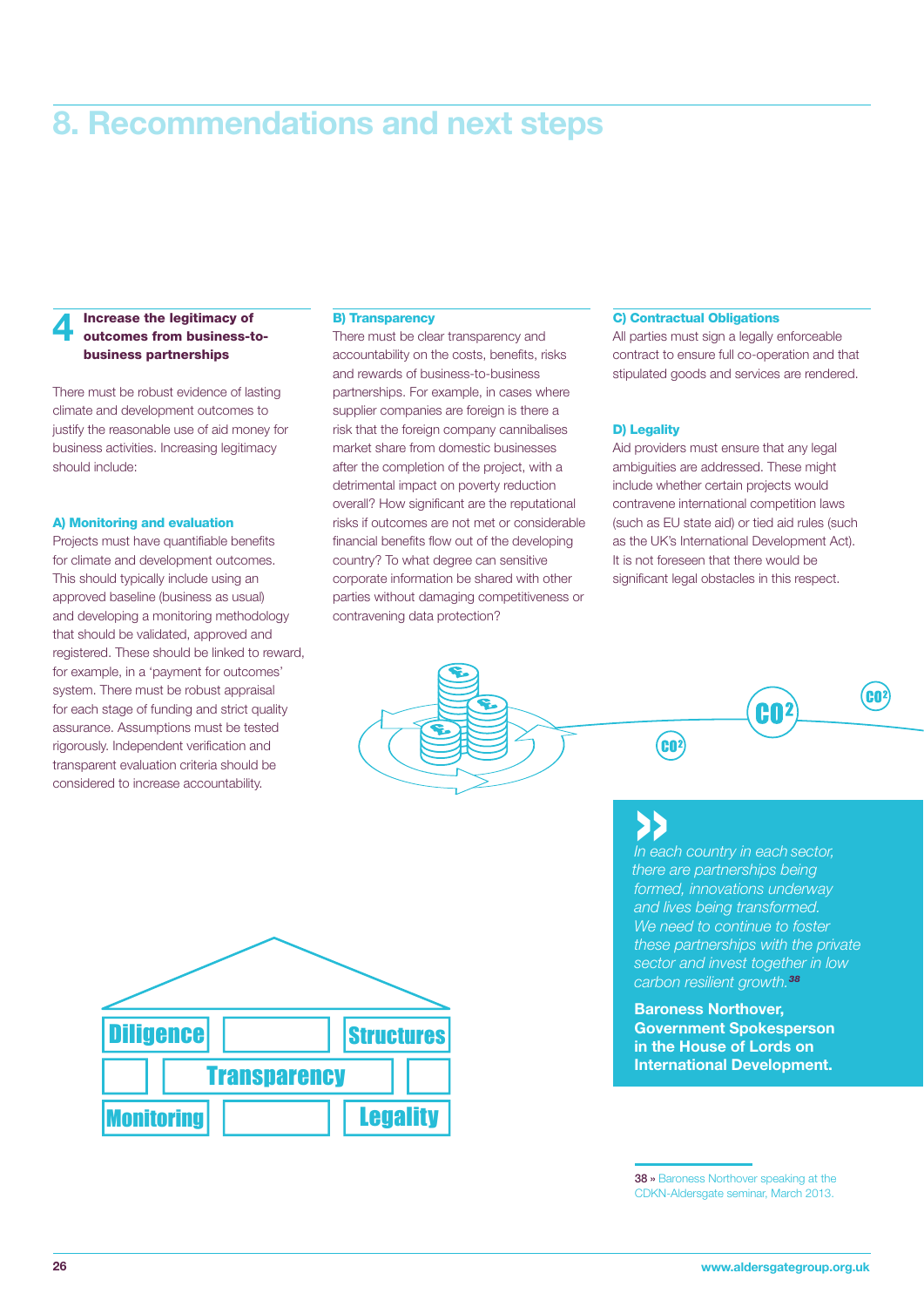# 8. Recommendations and next steps

## 4 Increase the legitimacy of outcomes from business-to-business partnerships

There must be robust evidence of lasting climate and development outcomes to justify the reasonable use of aid money for business activities. Increasing legitimacy should include:

### A) Monitoring and evaluation

Projects must have quantifiable benefits for climate and development outcomes. This should typically include using an approved baseline (business as usual) and developing a monitoring methodology that should be validated, approved and registered. These should be linked to reward, for example, in a 'payment for outcomes' system. There must be robust appraisal for each stage of funding and strict quality assurance. Assumptions must be tested rigorously. Independent verification and transparent evaluation criteria should be considered to increase accountability.

### B) Transparency

There must be clear transparency and accountability on the costs, benefits, risks and rewards of business-to-business partnerships. For example, in cases where supplier companies are foreign is there a risk that the foreign company cannibalises market share from domestic businesses after the completion of the project, with a detrimental impact on poverty reduction overall? How significant are the reputational risks if outcomes are not met or considerable financial benefits flow out of the developing country? To what degree can sensitive corporate information be shared with other parties without damaging competitiveness or contravening data protection?

### C) Contractual Obligations

All parties must sign a legally enforceable contract to ensure full co-operation and that stipulated goods and services are rendered.

### D) Legality

Aid providers must ensure that any legal ambiguities are addressed. These might include whether certain projects would contravene international competition laws (such as EU state aid) or tied aid rules (such as the UK's International Development Act). It is not foreseen that there would be significant legal obstacles in this respect.

> *In each country in each sector, there are partnerships being formed, innovations underway and lives being transformed. We need to continue to foster these partnerships with the private sector and invest together in low carbon resilient growth.*[38]
>
> **Baroness Northover, Government Spokesperson in the House of Lords on International Development.**

38 » Baroness Northover speaking at the CDKN-Aldersgate seminar, March 2013.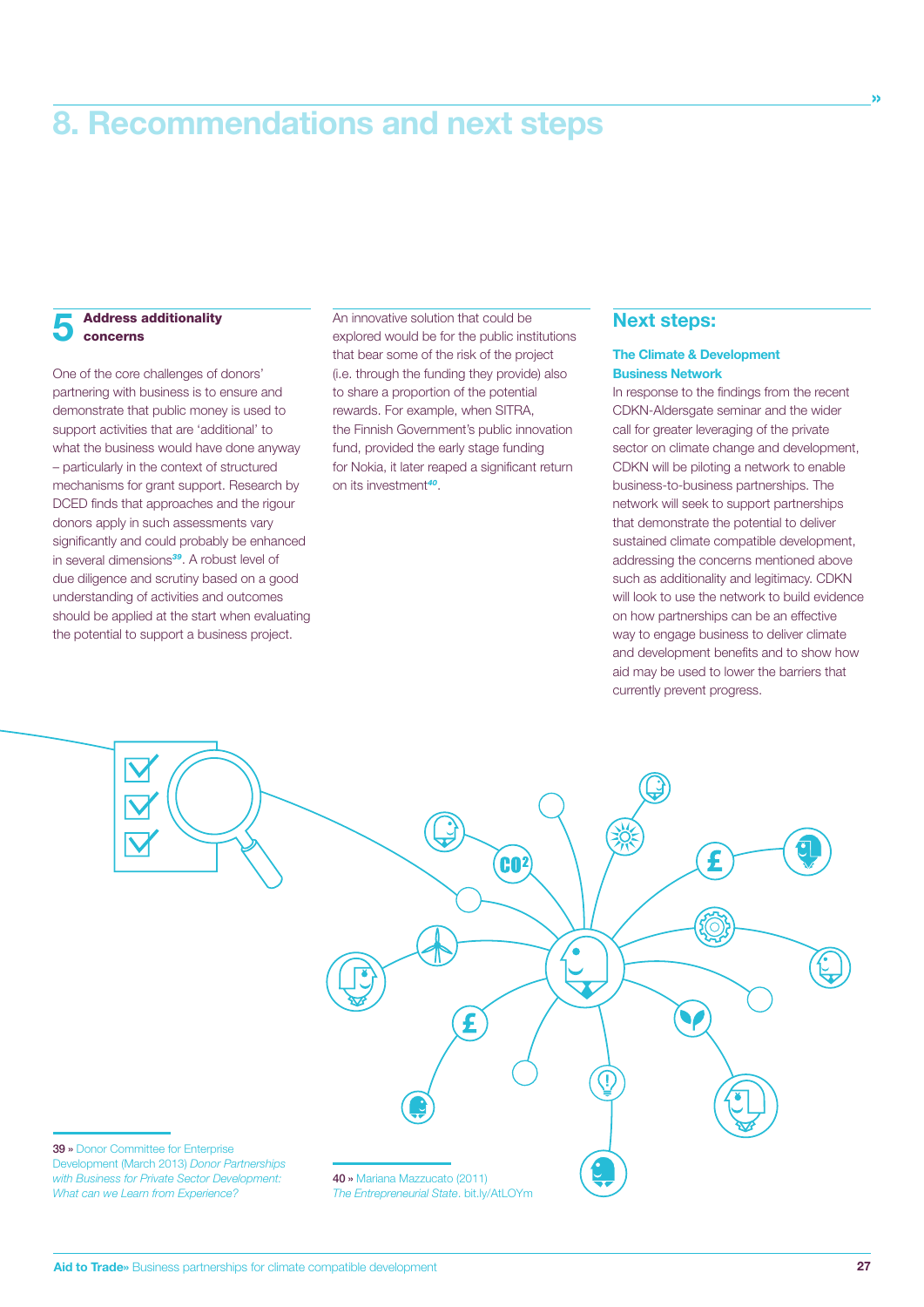# 8. Recommendations and next steps

## 5 Address additionality concerns

One of the core challenges of donors' partnering with business is to ensure and demonstrate that public money is used to support activities that are 'additional' to what the business would have done anyway – particularly in the context of structured mechanisms for grant support. Research by DCED finds that approaches and the rigour donors apply in such assessments vary significantly and could probably be enhanced in several dimensions[39]. A robust level of due diligence and scrutiny based on a good understanding of activities and outcomes should be applied at the start when evaluating the potential to support a business project.

An innovative solution that could be explored would be for the public institutions that bear some of the risk of the project (i.e. through the funding they provide) also to share a proportion of the potential rewards. For example, when SITRA, the Finnish Government's public innovation fund, provided the early stage funding for Nokia, it later reaped a significant return on its investment[40].

## Next steps:

### The Climate & Development Business Network

In response to the findings from the recent CDKN-Aldersgate seminar and the wider call for greater leveraging of the private sector on climate change and development, CDKN will be piloting a network to enable business-to-business partnerships. The network will seek to support partnerships that demonstrate the potential to deliver sustained climate compatible development, addressing the concerns mentioned above such as additionality and legitimacy. CDKN will look to use the network to build evidence on how partnerships can be an effective way to engage business to deliver climate and development benefits and to show how aid may be used to lower the barriers that currently prevent progress.

---

39 » Donor Committee for Enterprise Development (March 2013) *Donor Partnerships with Business for Private Sector Development: What can we Learn from Experience?*

40 » Mariana Mazzucato (2011) *The Entrepreneurial State.* bit.ly/AtLOYm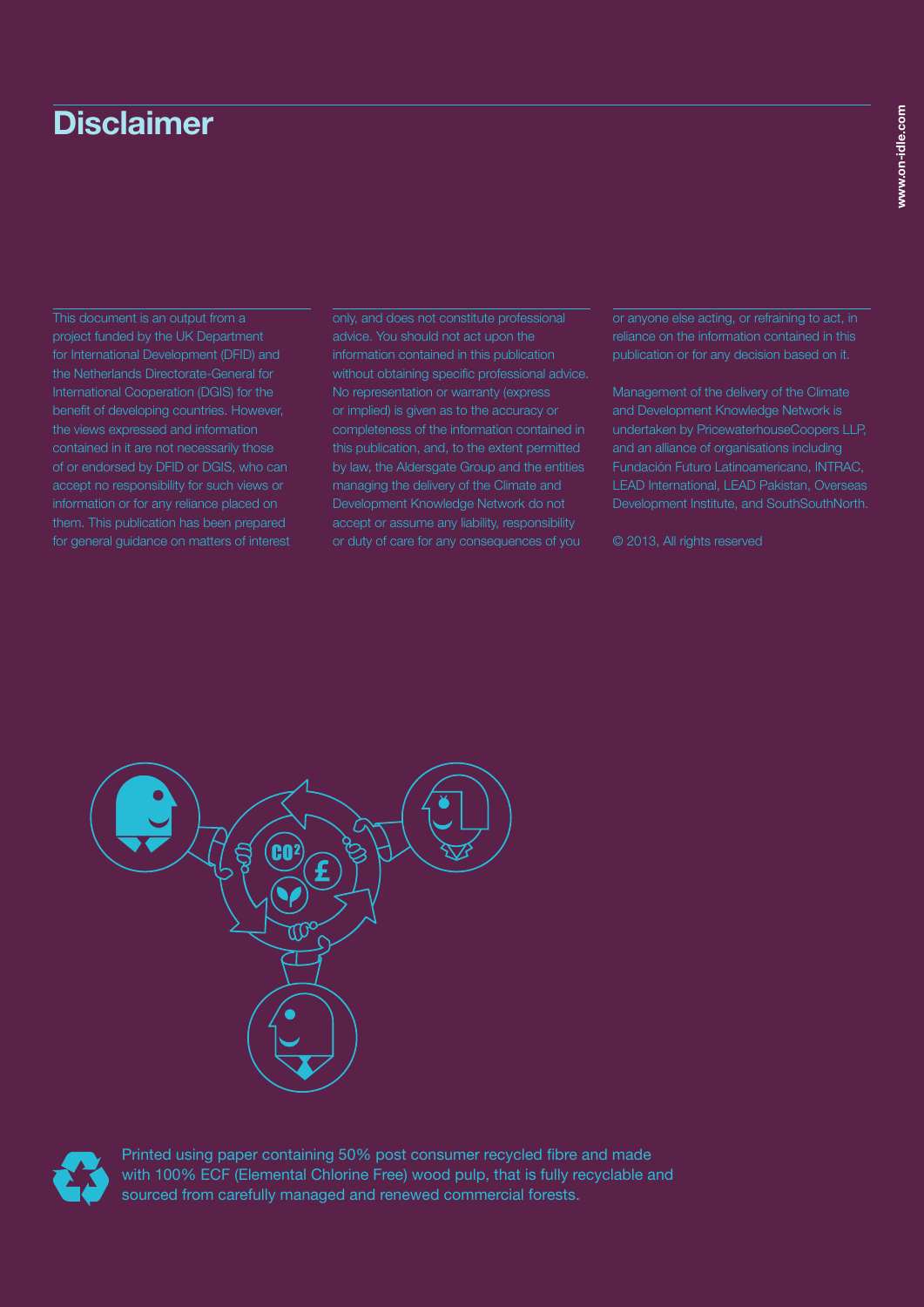# Disclaimer

This document is an output from a project funded by the UK Department for International Development (DFID) and the Netherlands Directorate-General for International Cooperation (DGIS) for the benefit of developing countries. However, the views expressed and information contained in it are not necessarily those of or endorsed by DFID or DGIS, who can accept no responsibility for such views or information or for any reliance placed on them. This publication has been prepared for general guidance on matters of interest only, and does not constitute professional advice. You should not act upon the information contained in this publication without obtaining specific professional advice. No representation or warranty (express or implied) is given as to the accuracy or completeness of the information contained in this publication, and, to the extent permitted by law, the Aldersgate Group and the entities managing the delivery of the Climate and Development Knowledge Network do not accept or assume any liability, responsibility or duty of care for any consequences of you or anyone else acting, or refraining to act, in reliance on the information contained in this publication or for any decision based on it.

Management of the delivery of the Climate and Development Knowledge Network is undertaken by PricewaterhouseCoopers LLP, and an alliance of organisations including Fundación Futuro Latinoamericano, INTRAC, LEAD International, LEAD Pakistan, Overseas Development Institute, and SouthSouthNorth.

© 2013, All rights reserved

www.on-idle.com

Printed using paper containing 50% post consumer recycled fibre and made with 100% ECF (Elemental Chlorine Free) wood pulp, that is fully recyclable and sourced from carefully managed and renewed commercial forests.